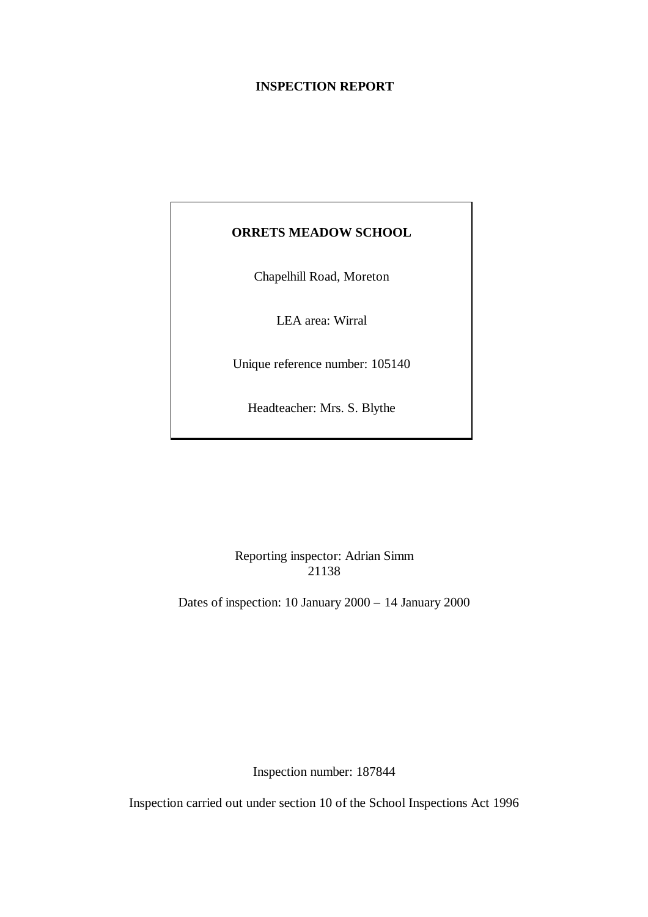# INSPECTION REPORT

**ORRETS MEADOW SCHOOL**

Chapelhill Road, Moreton

LEA area: Wirral

Unique reference number: 105140

Headteacher: Mrs. S. Blythe

Reporting inspector: Adrian Simm
21138

Dates of inspection: 10 January 2000 – 14 January 2000

Inspection number: 187844

Inspection carried out under section 10 of the School Inspections Act 1996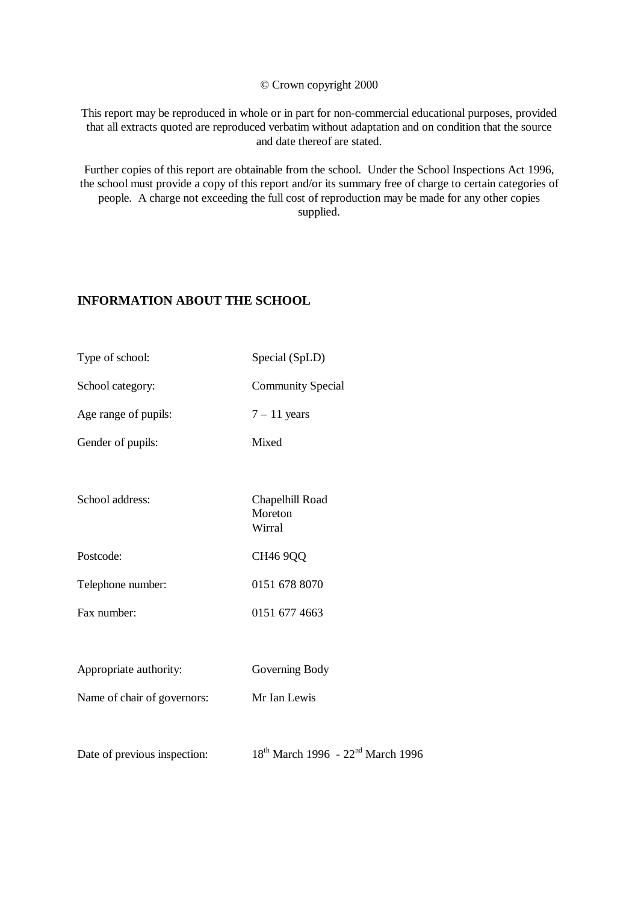© Crown copyright 2000

This report may be reproduced in whole or in part for non-commercial educational purposes, provided that all extracts quoted are reproduced verbatim without adaptation and on condition that the source and date thereof are stated.

Further copies of this report are obtainable from the school. Under the School Inspections Act 1996, the school must provide a copy of this report and/or its summary free of charge to certain categories of people. A charge not exceeding the full cost of reproduction may be made for any other copies supplied.

## INFORMATION ABOUT THE SCHOOL

| | |
|---|---|
| Type of school: | Special (SpLD) |
| School category: | Community Special |
| Age range of pupils: | 7 – 11 years |
| Gender of pupils: | Mixed |
| School address: | Chapelhill Road<br>Moreton<br>Wirral |
| Postcode: | CH46 9QQ |
| Telephone number: | 0151 678 8070 |
| Fax number: | 0151 677 4663 |
| Appropriate authority: | Governing Body |
| Name of chair of governors: | Mr Ian Lewis |
| Date of previous inspection: | 18th March 1996 - 22nd March 1996 |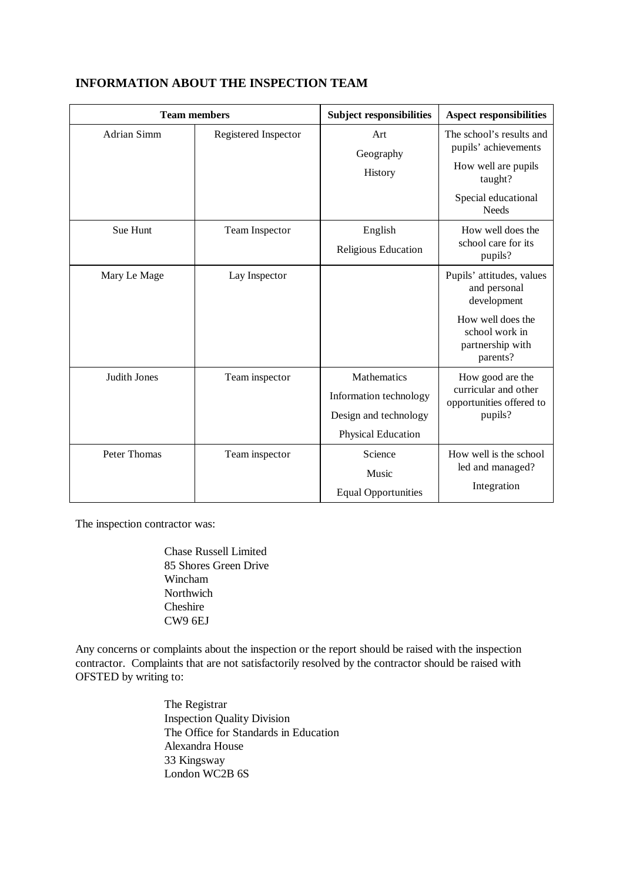## INFORMATION ABOUT THE INSPECTION TEAM

| Team members | | Subject responsibilities | Aspect responsibilities |
|---|---|---|---|
| Adrian Simm | Registered Inspector | Art<br>Geography<br>History | The school's results and pupils' achievements<br>How well are pupils taught?<br>Special educational Needs |
| Sue Hunt | Team Inspector | English<br>Religious Education | How well does the school care for its pupils? |
| Mary Le Mage | Lay Inspector | | Pupils' attitudes, values and personal development<br>How well does the school work in partnership with parents? |
| Judith Jones | Team inspector | Mathematics<br>Information technology<br>Design and technology<br>Physical Education | How good are the curricular and other opportunities offered to pupils? |
| Peter Thomas | Team inspector | Science<br>Music<br>Equal Opportunities | How well is the school led and managed?<br>Integration |

The inspection contractor was:

Chase Russell Limited
85 Shores Green Drive
Wincham
Northwich
Cheshire
CW9 6EJ

Any concerns or complaints about the inspection or the report should be raised with the inspection contractor. Complaints that are not satisfactorily resolved by the contractor should be raised with OFSTED by writing to:

The Registrar
Inspection Quality Division
The Office for Standards in Education
Alexandra House
33 Kingsway
London WC2B 6S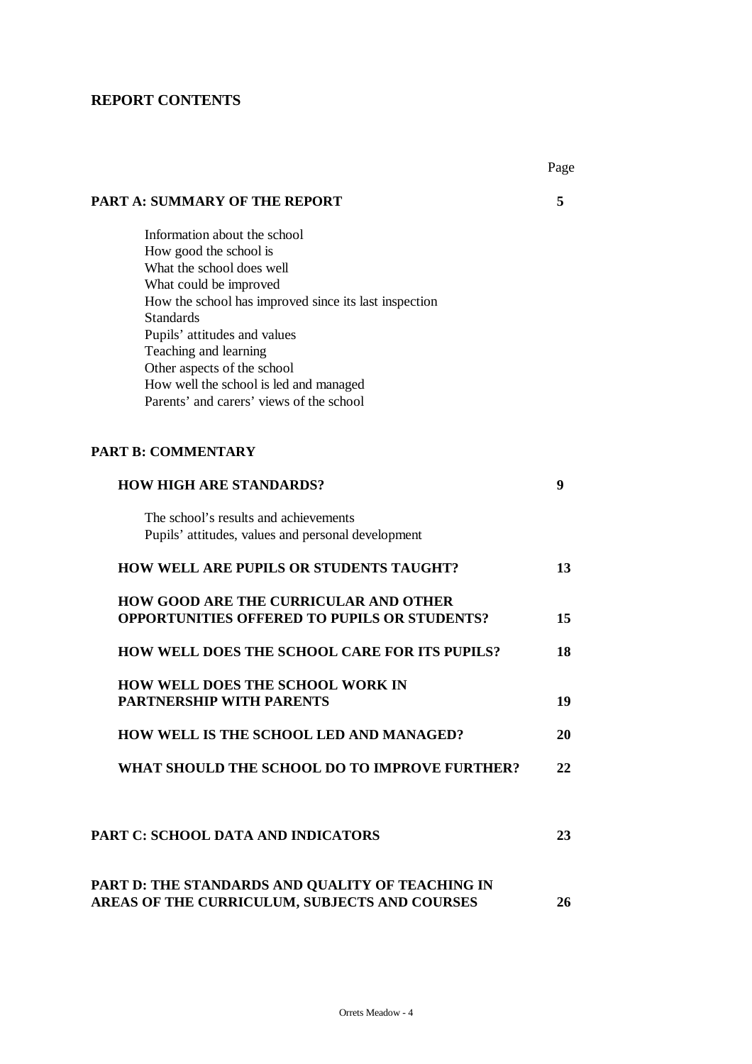## REPORT CONTENTS

| | Page |
|---|---|
| **PART A: SUMMARY OF THE REPORT** | **5** |
| Information about the school<br>How good the school is<br>What the school does well<br>What could be improved<br>How the school has improved since its last inspection<br>Standards<br>Pupils' attitudes and values<br>Teaching and learning<br>Other aspects of the school<br>How well the school is led and managed<br>Parents' and carers' views of the school | |
| **PART B: COMMENTARY** | |
| **HOW HIGH ARE STANDARDS?** | **9** |
| The school's results and achievements<br>Pupils' attitudes, values and personal development | |
| **HOW WELL ARE PUPILS OR STUDENTS TAUGHT?** | **13** |
| **HOW GOOD ARE THE CURRICULAR AND OTHER OPPORTUNITIES OFFERED TO PUPILS OR STUDENTS?** | **15** |
| **HOW WELL DOES THE SCHOOL CARE FOR ITS PUPILS?** | **18** |
| **HOW WELL DOES THE SCHOOL WORK IN PARTNERSHIP WITH PARENTS** | **19** |
| **HOW WELL IS THE SCHOOL LED AND MANAGED?** | **20** |
| **WHAT SHOULD THE SCHOOL DO TO IMPROVE FURTHER?** | **22** |
| **PART C: SCHOOL DATA AND INDICATORS** | **23** |
| **PART D: THE STANDARDS AND QUALITY OF TEACHING IN AREAS OF THE CURRICULUM, SUBJECTS AND COURSES** | **26** |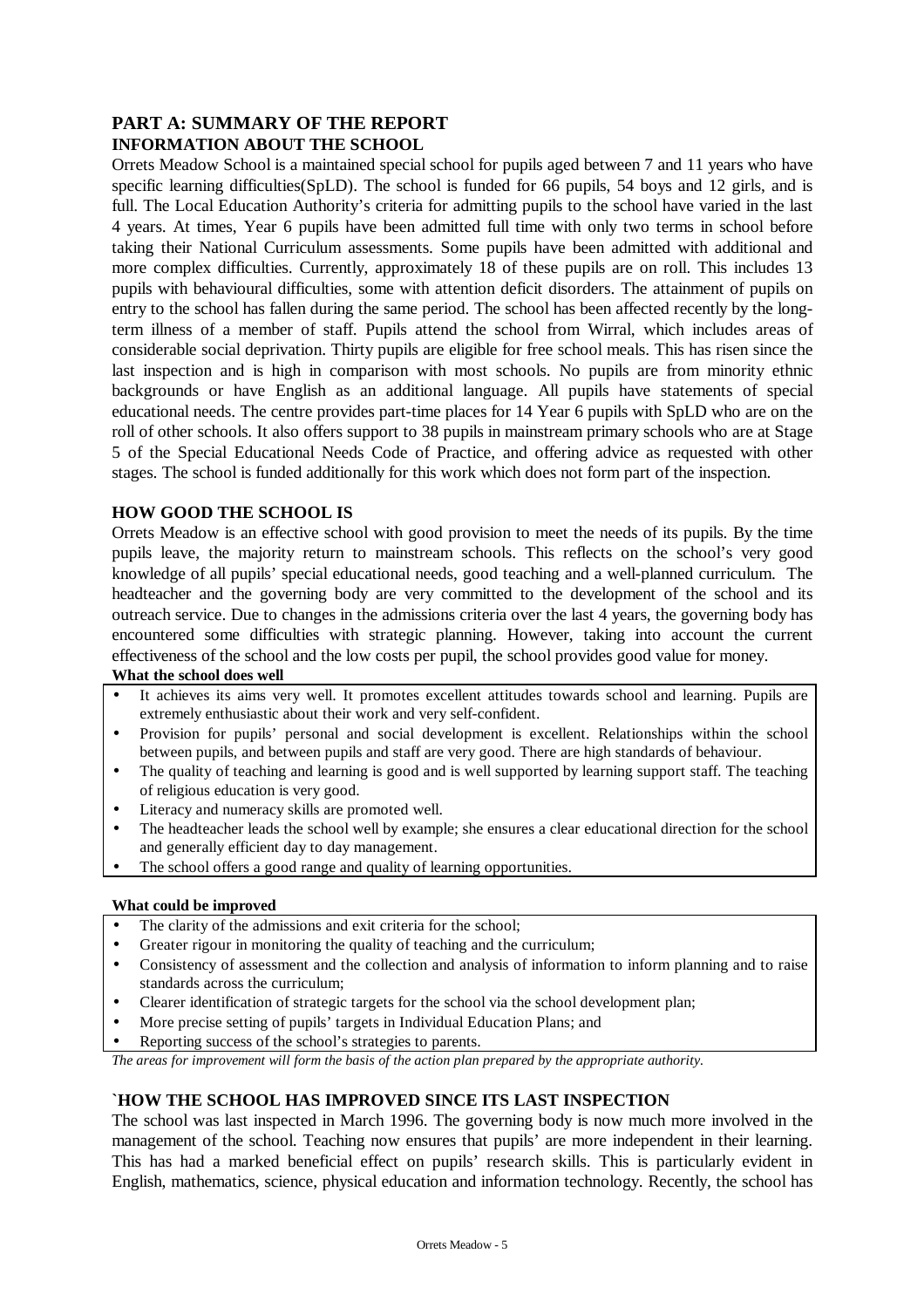## PART A: SUMMARY OF THE REPORT

### INFORMATION ABOUT THE SCHOOL

Orrets Meadow School is a maintained special school for pupils aged between 7 and 11 years who have specific learning difficulties(SpLD). The school is funded for 66 pupils, 54 boys and 12 girls, and is full. The Local Education Authority's criteria for admitting pupils to the school have varied in the last 4 years. At times, Year 6 pupils have been admitted full time with only two terms in school before taking their National Curriculum assessments. Some pupils have been admitted with additional and more complex difficulties. Currently, approximately 18 of these pupils are on roll. This includes 13 pupils with behavioural difficulties, some with attention deficit disorders. The attainment of pupils on entry to the school has fallen during the same period. The school has been affected recently by the long-term illness of a member of staff. Pupils attend the school from Wirral, which includes areas of considerable social deprivation. Thirty pupils are eligible for free school meals. This has risen since the last inspection and is high in comparison with most schools. No pupils are from minority ethnic backgrounds or have English as an additional language. All pupils have statements of special educational needs. The centre provides part-time places for 14 Year 6 pupils with SpLD who are on the roll of other schools. It also offers support to 38 pupils in mainstream primary schools who are at Stage 5 of the Special Educational Needs Code of Practice, and offering advice as requested with other stages. The school is funded additionally for this work which does not form part of the inspection.

### HOW GOOD THE SCHOOL IS

Orrets Meadow is an effective school with good provision to meet the needs of its pupils. By the time pupils leave, the majority return to mainstream schools. This reflects on the school's very good knowledge of all pupils' special educational needs, good teaching and a well-planned curriculum. The headteacher and the governing body are very committed to the development of the school and its outreach service. Due to changes in the admissions criteria over the last 4 years, the governing body has encountered some difficulties with strategic planning. However, taking into account the current effectiveness of the school and the low costs per pupil, the school provides good value for money.

**What the school does well**

- It achieves its aims very well. It promotes excellent attitudes towards school and learning. Pupils are extremely enthusiastic about their work and very self-confident.
- Provision for pupils' personal and social development is excellent. Relationships within the school between pupils, and between pupils and staff are very good. There are high standards of behaviour.
- The quality of teaching and learning is good and is well supported by learning support staff. The teaching of religious education is very good.
- Literacy and numeracy skills are promoted well.
- The headteacher leads the school well by example; she ensures a clear educational direction for the school and generally efficient day to day management.
- The school offers a good range and quality of learning opportunities.

**What could be improved**

- The clarity of the admissions and exit criteria for the school;
- Greater rigour in monitoring the quality of teaching and the curriculum;
- Consistency of assessment and the collection and analysis of information to inform planning and to raise standards across the curriculum;
- Clearer identification of strategic targets for the school via the school development plan;
- More precise setting of pupils' targets in Individual Education Plans; and
- Reporting success of the school's strategies to parents.

*The areas for improvement will form the basis of the action plan prepared by the appropriate authority.*

### `HOW THE SCHOOL HAS IMPROVED SINCE ITS LAST INSPECTION

The school was last inspected in March 1996. The governing body is now much more involved in the management of the school. Teaching now ensures that pupils' are more independent in their learning. This has had a marked beneficial effect on pupils' research skills. This is particularly evident in English, mathematics, science, physical education and information technology. Recently, the school has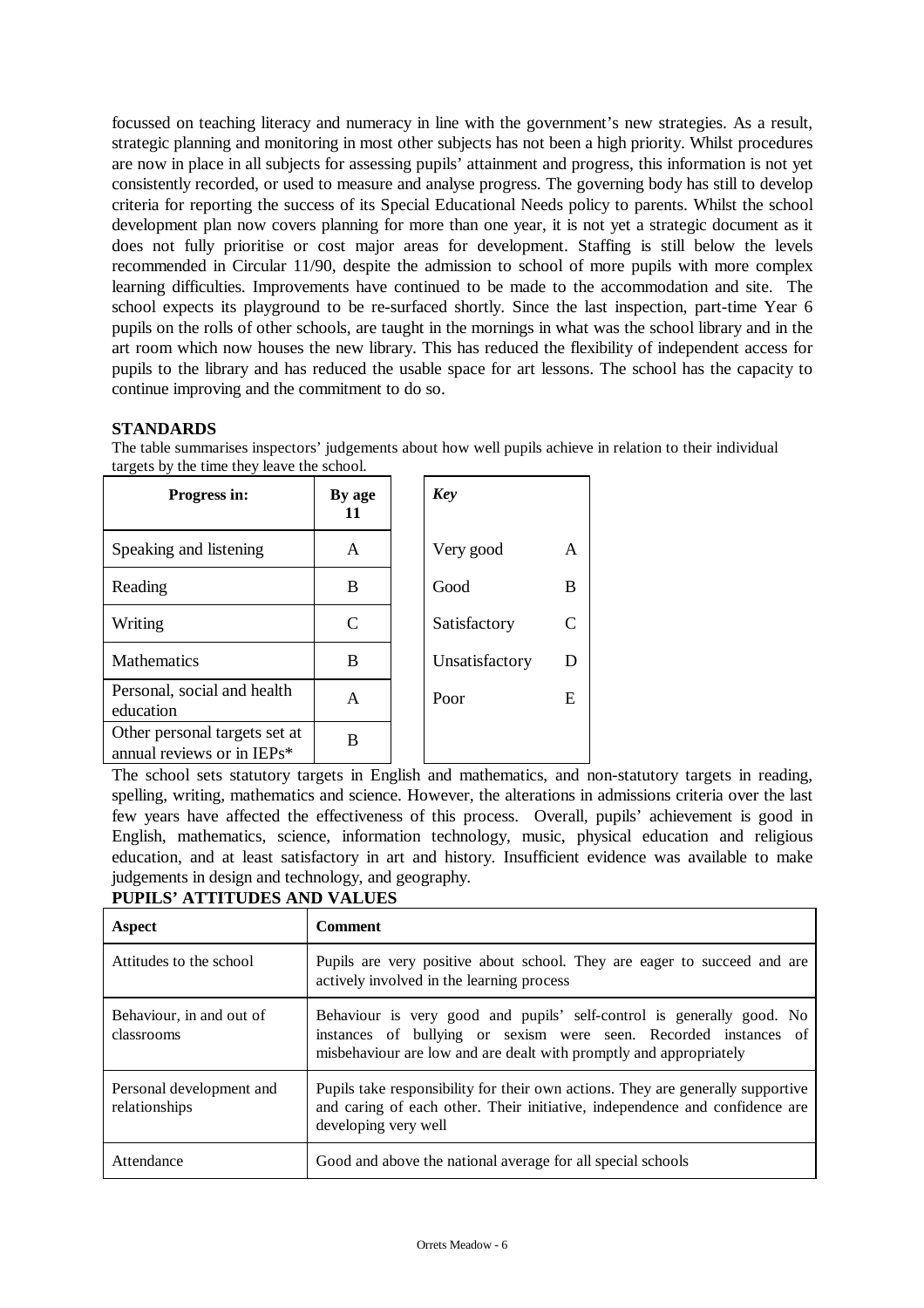focussed on teaching literacy and numeracy in line with the government's new strategies. As a result, strategic planning and monitoring in most other subjects has not been a high priority. Whilst procedures are now in place in all subjects for assessing pupils' attainment and progress, this information is not yet consistently recorded, or used to measure and analyse progress. The governing body has still to develop criteria for reporting the success of its Special Educational Needs policy to parents. Whilst the school development plan now covers planning for more than one year, it is not yet a strategic document as it does not fully prioritise or cost major areas for development. Staffing is still below the levels recommended in Circular 11/90, despite the admission to school of more pupils with more complex learning difficulties. Improvements have continued to be made to the accommodation and site. The school expects its playground to be re-surfaced shortly. Since the last inspection, part-time Year 6 pupils on the rolls of other schools, are taught in the mornings in what was the school library and in the art room which now houses the new library. This has reduced the flexibility of independent access for pupils to the library and has reduced the usable space for art lessons. The school has the capacity to continue improving and the commitment to do so.

**STANDARDS**

The table summarises inspectors' judgements about how well pupils achieve in relation to their individual targets by the time they leave the school.

| Progress in: | By age 11 |
|---|---|
| Speaking and listening | A |
| Reading | B |
| Writing | C |
| Mathematics | B |
| Personal, social and health education | A |
| Other personal targets set at annual reviews or in IEPs* | B |

| *Key* | |
|---|---|
| Very good | A |
| Good | B |
| Satisfactory | C |
| Unsatisfactory | D |
| Poor | E |

The school sets statutory targets in English and mathematics, and non-statutory targets in reading, spelling, writing, mathematics and science. However, the alterations in admissions criteria over the last few years have affected the effectiveness of this process. Overall, pupils' achievement is good in English, mathematics, science, information technology, music, physical education and religious education, and at least satisfactory in art and history. Insufficient evidence was available to make judgements in design and technology, and geography.

**PUPILS' ATTITUDES AND VALUES**

| Aspect | Comment |
|---|---|
| Attitudes to the school | Pupils are very positive about school. They are eager to succeed and are actively involved in the learning process |
| Behaviour, in and out of classrooms | Behaviour is very good and pupils' self-control is generally good. No instances of bullying or sexism were seen. Recorded instances of misbehaviour are low and are dealt with promptly and appropriately |
| Personal development and relationships | Pupils take responsibility for their own actions. They are generally supportive and caring of each other. Their initiative, independence and confidence are developing very well |
| Attendance | Good and above the national average for all special schools |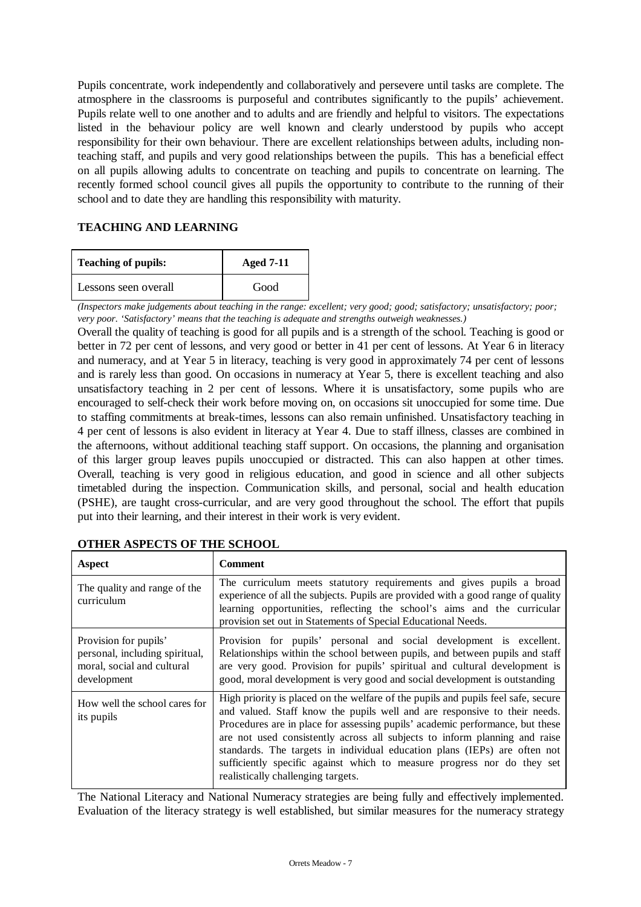Pupils concentrate, work independently and collaboratively and persevere until tasks are complete. The atmosphere in the classrooms is purposeful and contributes significantly to the pupils' achievement. Pupils relate well to one another and to adults and are friendly and helpful to visitors. The expectations listed in the behaviour policy are well known and clearly understood by pupils who accept responsibility for their own behaviour. There are excellent relationships between adults, including non-teaching staff, and pupils and very good relationships between the pupils. This has a beneficial effect on all pupils allowing adults to concentrate on teaching and pupils to concentrate on learning. The recently formed school council gives all pupils the opportunity to contribute to the running of their school and to date they are handling this responsibility with maturity.

## TEACHING AND LEARNING

| Teaching of pupils: | Aged 7-11 |
| --- | --- |
| Lessons seen overall | Good |

*(Inspectors make judgements about teaching in the range: excellent; very good; good; satisfactory; unsatisfactory; poor; very poor. 'Satisfactory' means that the teaching is adequate and strengths outweigh weaknesses.)*

Overall the quality of teaching is good for all pupils and is a strength of the school. Teaching is good or better in 72 per cent of lessons, and very good or better in 41 per cent of lessons. At Year 6 in literacy and numeracy, and at Year 5 in literacy, teaching is very good in approximately 74 per cent of lessons and is rarely less than good. On occasions in numeracy at Year 5, there is excellent teaching and also unsatisfactory teaching in 2 per cent of lessons. Where it is unsatisfactory, some pupils who are encouraged to self-check their work before moving on, on occasions sit unoccupied for some time. Due to staffing commitments at break-times, lessons can also remain unfinished. Unsatisfactory teaching in 4 per cent of lessons is also evident in literacy at Year 4. Due to staff illness, classes are combined in the afternoons, without additional teaching staff support. On occasions, the planning and organisation of this larger group leaves pupils unoccupied or distracted. This can also happen at other times. Overall, teaching is very good in religious education, and good in science and all other subjects timetabled during the inspection. Communication skills, and personal, social and health education (PSHE), are taught cross-curricular, and are very good throughout the school. The effort that pupils put into their learning, and their interest in their work is very evident.

## OTHER ASPECTS OF THE SCHOOL

| Aspect | Comment |
| --- | --- |
| The quality and range of the curriculum | The curriculum meets statutory requirements and gives pupils a broad experience of all the subjects. Pupils are provided with a good range of quality learning opportunities, reflecting the school's aims and the curricular provision set out in Statements of Special Educational Needs. |
| Provision for pupils' personal, including spiritual, moral, social and cultural development | Provision for pupils' personal and social development is excellent. Relationships within the school between pupils, and between pupils and staff are very good. Provision for pupils' spiritual and cultural development is good, moral development is very good and social development is outstanding |
| How well the school cares for its pupils | High priority is placed on the welfare of the pupils and pupils feel safe, secure and valued. Staff know the pupils well and are responsive to their needs. Procedures are in place for assessing pupils' academic performance, but these are not used consistently across all subjects to inform planning and raise standards. The targets in individual education plans (IEPs) are often not sufficiently specific against which to measure progress nor do they set realistically challenging targets. |

The National Literacy and National Numeracy strategies are being fully and effectively implemented. Evaluation of the literacy strategy is well established, but similar measures for the numeracy strategy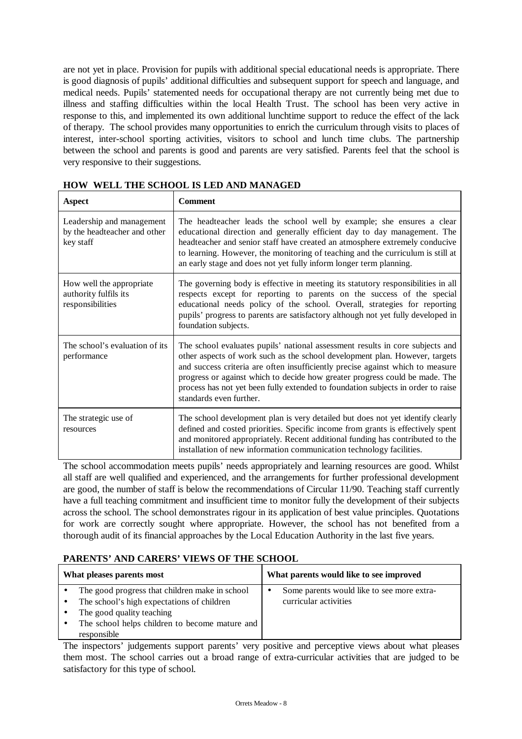are not yet in place. Provision for pupils with additional special educational needs is appropriate. There is good diagnosis of pupils' additional difficulties and subsequent support for speech and language, and medical needs. Pupils' statemented needs for occupational therapy are not currently being met due to illness and staffing difficulties within the local Health Trust. The school has been very active in response to this, and implemented its own additional lunchtime support to reduce the effect of the lack of therapy. The school provides many opportunities to enrich the curriculum through visits to places of interest, inter-school sporting activities, visitors to school and lunch time clubs. The partnership between the school and parents is good and parents are very satisfied. Parents feel that the school is very responsive to their suggestions.

**HOW WELL THE SCHOOL IS LED AND MANAGED**

| Aspect | Comment |
|---|---|
| Leadership and management by the headteacher and other key staff | The headteacher leads the school well by example; she ensures a clear educational direction and generally efficient day to day management. The headteacher and senior staff have created an atmosphere extremely conducive to learning. However, the monitoring of teaching and the curriculum is still at an early stage and does not yet fully inform longer term planning. |
| How well the appropriate authority fulfils its responsibilities | The governing body is effective in meeting its statutory responsibilities in all respects except for reporting to parents on the success of the special educational needs policy of the school. Overall, strategies for reporting pupils' progress to parents are satisfactory although not yet fully developed in foundation subjects. |
| The school's evaluation of its performance | The school evaluates pupils' national assessment results in core subjects and other aspects of work such as the school development plan. However, targets and success criteria are often insufficiently precise against which to measure progress or against which to decide how greater progress could be made. The process has not yet been fully extended to foundation subjects in order to raise standards even further. |
| The strategic use of resources | The school development plan is very detailed but does not yet identify clearly defined and costed priorities. Specific income from grants is effectively spent and monitored appropriately. Recent additional funding has contributed to the installation of new information communication technology facilities. |

The school accommodation meets pupils' needs appropriately and learning resources are good. Whilst all staff are well qualified and experienced, and the arrangements for further professional development are good, the number of staff is below the recommendations of Circular 11/90. Teaching staff currently have a full teaching commitment and insufficient time to monitor fully the development of their subjects across the school. The school demonstrates rigour in its application of best value principles. Quotations for work are correctly sought where appropriate. However, the school has not benefited from a thorough audit of its financial approaches by the Local Education Authority in the last five years.

**PARENTS' AND CARERS' VIEWS OF THE SCHOOL**

| What pleases parents most | What parents would like to see improved |
|---|---|
| • The good progress that children make in school<br>• The school's high expectations of children<br>• The good quality teaching<br>• The school helps children to become mature and responsible | • Some parents would like to see more extra-curricular activities |

The inspectors' judgements support parents' very positive and perceptive views about what pleases them most. The school carries out a broad range of extra-curricular activities that are judged to be satisfactory for this type of school.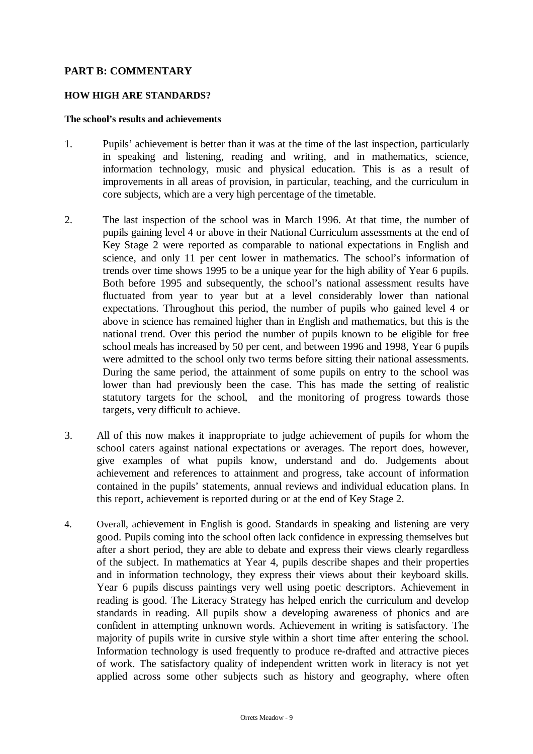## PART B: COMMENTARY

### HOW HIGH ARE STANDARDS?

#### The school's results and achievements

1. Pupils' achievement is better than it was at the time of the last inspection, particularly in speaking and listening, reading and writing, and in mathematics, science, information technology, music and physical education. This is as a result of improvements in all areas of provision, in particular, teaching, and the curriculum in core subjects, which are a very high percentage of the timetable.

2. The last inspection of the school was in March 1996. At that time, the number of pupils gaining level 4 or above in their National Curriculum assessments at the end of Key Stage 2 were reported as comparable to national expectations in English and science, and only 11 per cent lower in mathematics. The school's information of trends over time shows 1995 to be a unique year for the high ability of Year 6 pupils. Both before 1995 and subsequently, the school's national assessment results have fluctuated from year to year but at a level considerably lower than national expectations. Throughout this period, the number of pupils who gained level 4 or above in science has remained higher than in English and mathematics, but this is the national trend. Over this period the number of pupils known to be eligible for free school meals has increased by 50 per cent, and between 1996 and 1998, Year 6 pupils were admitted to the school only two terms before sitting their national assessments. During the same period, the attainment of some pupils on entry to the school was lower than had previously been the case. This has made the setting of realistic statutory targets for the school, and the monitoring of progress towards those targets, very difficult to achieve.

3. All of this now makes it inappropriate to judge achievement of pupils for whom the school caters against national expectations or averages. The report does, however, give examples of what pupils know, understand and do. Judgements about achievement and references to attainment and progress, take account of information contained in the pupils' statements, annual reviews and individual education plans. In this report, achievement is reported during or at the end of Key Stage 2.

4. Overall, achievement in English is good. Standards in speaking and listening are very good. Pupils coming into the school often lack confidence in expressing themselves but after a short period, they are able to debate and express their views clearly regardless of the subject. In mathematics at Year 4, pupils describe shapes and their properties and in information technology, they express their views about their keyboard skills. Year 6 pupils discuss paintings very well using poetic descriptors. Achievement in reading is good. The Literacy Strategy has helped enrich the curriculum and develop standards in reading. All pupils show a developing awareness of phonics and are confident in attempting unknown words. Achievement in writing is satisfactory. The majority of pupils write in cursive style within a short time after entering the school. Information technology is used frequently to produce re-drafted and attractive pieces of work. The satisfactory quality of independent written work in literacy is not yet applied across some other subjects such as history and geography, where often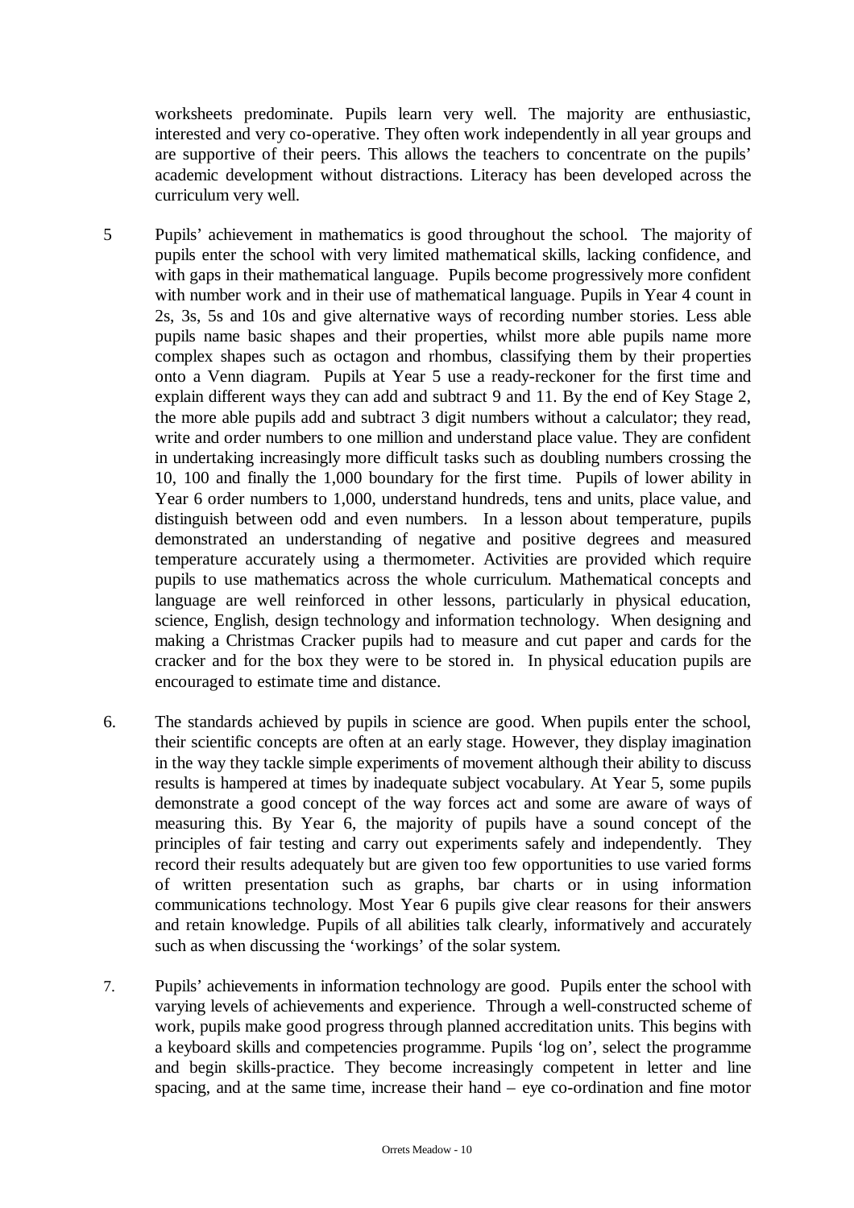worksheets predominate. Pupils learn very well. The majority are enthusiastic, interested and very co-operative. They often work independently in all year groups and are supportive of their peers. This allows the teachers to concentrate on the pupils' academic development without distractions. Literacy has been developed across the curriculum very well.

5 Pupils' achievement in mathematics is good throughout the school. The majority of pupils enter the school with very limited mathematical skills, lacking confidence, and with gaps in their mathematical language. Pupils become progressively more confident with number work and in their use of mathematical language. Pupils in Year 4 count in 2s, 3s, 5s and 10s and give alternative ways of recording number stories. Less able pupils name basic shapes and their properties, whilst more able pupils name more complex shapes such as octagon and rhombus, classifying them by their properties onto a Venn diagram. Pupils at Year 5 use a ready-reckoner for the first time and explain different ways they can add and subtract 9 and 11. By the end of Key Stage 2, the more able pupils add and subtract 3 digit numbers without a calculator; they read, write and order numbers to one million and understand place value. They are confident in undertaking increasingly more difficult tasks such as doubling numbers crossing the 10, 100 and finally the 1,000 boundary for the first time. Pupils of lower ability in Year 6 order numbers to 1,000, understand hundreds, tens and units, place value, and distinguish between odd and even numbers. In a lesson about temperature, pupils demonstrated an understanding of negative and positive degrees and measured temperature accurately using a thermometer. Activities are provided which require pupils to use mathematics across the whole curriculum. Mathematical concepts and language are well reinforced in other lessons, particularly in physical education, science, English, design technology and information technology. When designing and making a Christmas Cracker pupils had to measure and cut paper and cards for the cracker and for the box they were to be stored in. In physical education pupils are encouraged to estimate time and distance.

6. The standards achieved by pupils in science are good. When pupils enter the school, their scientific concepts are often at an early stage. However, they display imagination in the way they tackle simple experiments of movement although their ability to discuss results is hampered at times by inadequate subject vocabulary. At Year 5, some pupils demonstrate a good concept of the way forces act and some are aware of ways of measuring this. By Year 6, the majority of pupils have a sound concept of the principles of fair testing and carry out experiments safely and independently. They record their results adequately but are given too few opportunities to use varied forms of written presentation such as graphs, bar charts or in using information communications technology. Most Year 6 pupils give clear reasons for their answers and retain knowledge. Pupils of all abilities talk clearly, informatively and accurately such as when discussing the 'workings' of the solar system.

7. Pupils' achievements in information technology are good. Pupils enter the school with varying levels of achievements and experience. Through a well-constructed scheme of work, pupils make good progress through planned accreditation units. This begins with a keyboard skills and competencies programme. Pupils 'log on', select the programme and begin skills-practice. They become increasingly competent in letter and line spacing, and at the same time, increase their hand – eye co-ordination and fine motor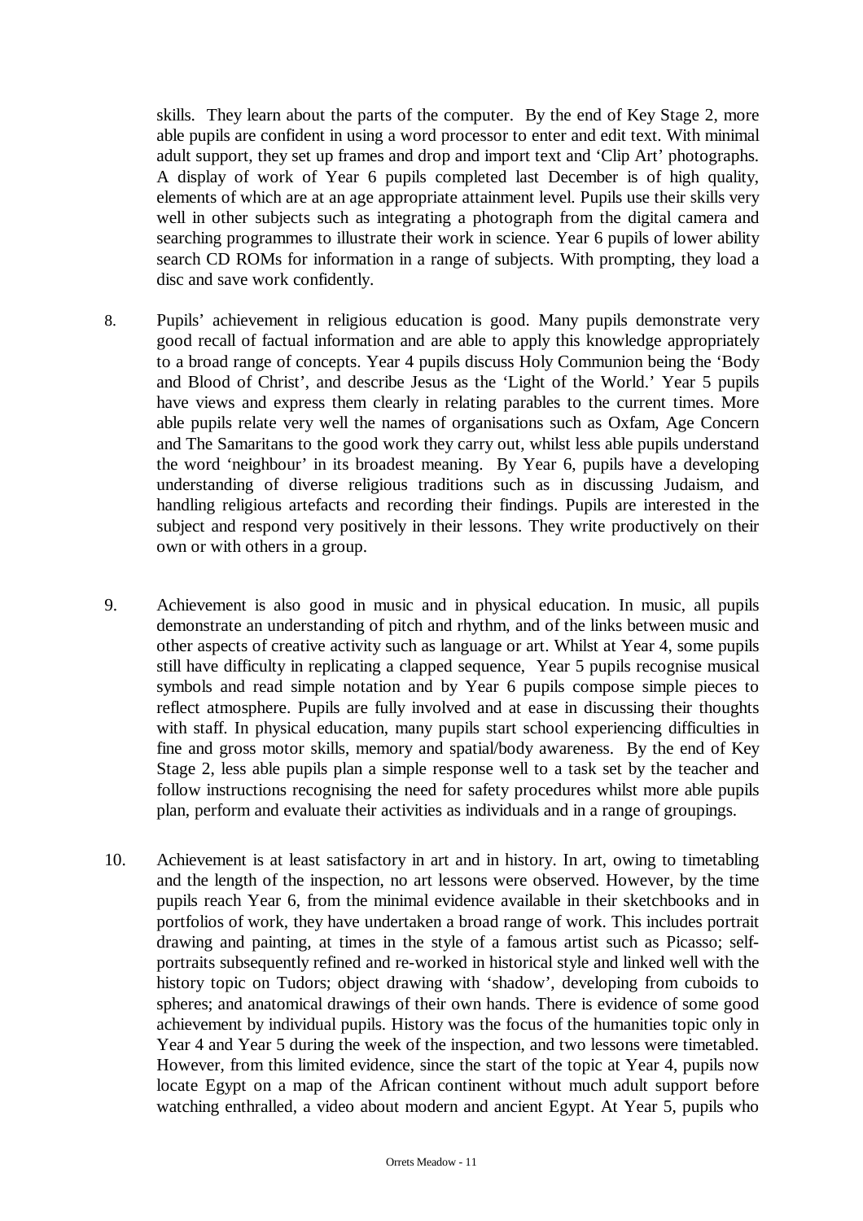skills. They learn about the parts of the computer. By the end of Key Stage 2, more able pupils are confident in using a word processor to enter and edit text. With minimal adult support, they set up frames and drop and import text and 'Clip Art' photographs. A display of work of Year 6 pupils completed last December is of high quality, elements of which are at an age appropriate attainment level. Pupils use their skills very well in other subjects such as integrating a photograph from the digital camera and searching programmes to illustrate their work in science. Year 6 pupils of lower ability search CD ROMs for information in a range of subjects. With prompting, they load a disc and save work confidently.

8. Pupils' achievement in religious education is good. Many pupils demonstrate very good recall of factual information and are able to apply this knowledge appropriately to a broad range of concepts. Year 4 pupils discuss Holy Communion being the 'Body and Blood of Christ', and describe Jesus as the 'Light of the World.' Year 5 pupils have views and express them clearly in relating parables to the current times. More able pupils relate very well the names of organisations such as Oxfam, Age Concern and The Samaritans to the good work they carry out, whilst less able pupils understand the word 'neighbour' in its broadest meaning. By Year 6, pupils have a developing understanding of diverse religious traditions such as in discussing Judaism, and handling religious artefacts and recording their findings. Pupils are interested in the subject and respond very positively in their lessons. They write productively on their own or with others in a group.

9. Achievement is also good in music and in physical education. In music, all pupils demonstrate an understanding of pitch and rhythm, and of the links between music and other aspects of creative activity such as language or art. Whilst at Year 4, some pupils still have difficulty in replicating a clapped sequence, Year 5 pupils recognise musical symbols and read simple notation and by Year 6 pupils compose simple pieces to reflect atmosphere. Pupils are fully involved and at ease in discussing their thoughts with staff. In physical education, many pupils start school experiencing difficulties in fine and gross motor skills, memory and spatial/body awareness. By the end of Key Stage 2, less able pupils plan a simple response well to a task set by the teacher and follow instructions recognising the need for safety procedures whilst more able pupils plan, perform and evaluate their activities as individuals and in a range of groupings.

10. Achievement is at least satisfactory in art and in history. In art, owing to timetabling and the length of the inspection, no art lessons were observed. However, by the time pupils reach Year 6, from the minimal evidence available in their sketchbooks and in portfolios of work, they have undertaken a broad range of work. This includes portrait drawing and painting, at times in the style of a famous artist such as Picasso; self-portraits subsequently refined and re-worked in historical style and linked well with the history topic on Tudors; object drawing with 'shadow', developing from cuboids to spheres; and anatomical drawings of their own hands. There is evidence of some good achievement by individual pupils. History was the focus of the humanities topic only in Year 4 and Year 5 during the week of the inspection, and two lessons were timetabled. However, from this limited evidence, since the start of the topic at Year 4, pupils now locate Egypt on a map of the African continent without much adult support before watching enthralled, a video about modern and ancient Egypt. At Year 5, pupils who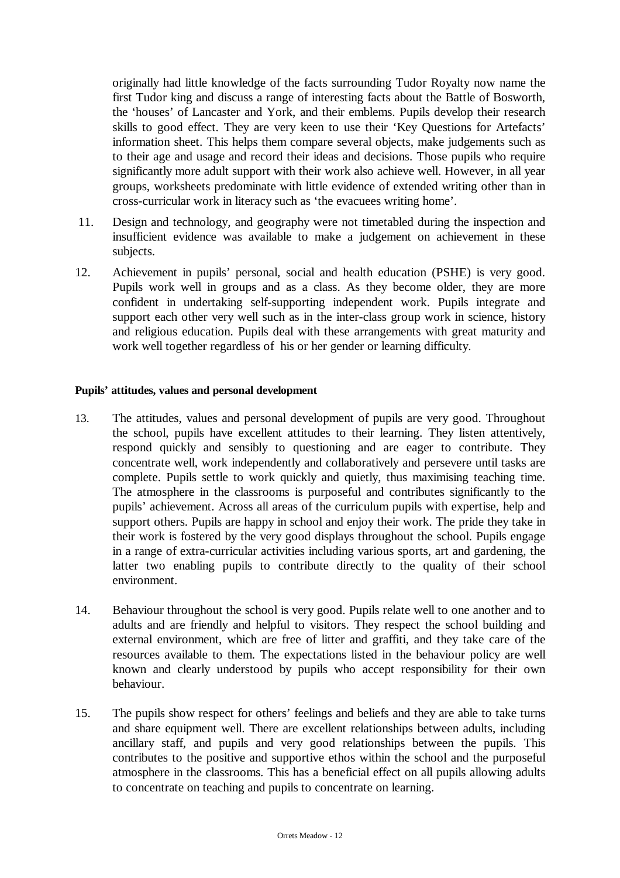originally had little knowledge of the facts surrounding Tudor Royalty now name the first Tudor king and discuss a range of interesting facts about the Battle of Bosworth, the 'houses' of Lancaster and York, and their emblems. Pupils develop their research skills to good effect. They are very keen to use their 'Key Questions for Artefacts' information sheet. This helps them compare several objects, make judgements such as to their age and usage and record their ideas and decisions. Those pupils who require significantly more adult support with their work also achieve well. However, in all year groups, worksheets predominate with little evidence of extended writing other than in cross-curricular work in literacy such as 'the evacuees writing home'.

11. Design and technology, and geography were not timetabled during the inspection and insufficient evidence was available to make a judgement on achievement in these subjects.

12. Achievement in pupils' personal, social and health education (PSHE) is very good. Pupils work well in groups and as a class. As they become older, they are more confident in undertaking self-supporting independent work. Pupils integrate and support each other very well such as in the inter-class group work in science, history and religious education. Pupils deal with these arrangements with great maturity and work well together regardless of his or her gender or learning difficulty.

**Pupils' attitudes, values and personal development**

13. The attitudes, values and personal development of pupils are very good. Throughout the school, pupils have excellent attitudes to their learning. They listen attentively, respond quickly and sensibly to questioning and are eager to contribute. They concentrate well, work independently and collaboratively and persevere until tasks are complete. Pupils settle to work quickly and quietly, thus maximising teaching time. The atmosphere in the classrooms is purposeful and contributes significantly to the pupils' achievement. Across all areas of the curriculum pupils with expertise, help and support others. Pupils are happy in school and enjoy their work. The pride they take in their work is fostered by the very good displays throughout the school. Pupils engage in a range of extra-curricular activities including various sports, art and gardening, the latter two enabling pupils to contribute directly to the quality of their school environment.

14. Behaviour throughout the school is very good. Pupils relate well to one another and to adults and are friendly and helpful to visitors. They respect the school building and external environment, which are free of litter and graffiti, and they take care of the resources available to them. The expectations listed in the behaviour policy are well known and clearly understood by pupils who accept responsibility for their own behaviour.

15. The pupils show respect for others' feelings and beliefs and they are able to take turns and share equipment well. There are excellent relationships between adults, including ancillary staff, and pupils and very good relationships between the pupils. This contributes to the positive and supportive ethos within the school and the purposeful atmosphere in the classrooms. This has a beneficial effect on all pupils allowing adults to concentrate on teaching and pupils to concentrate on learning.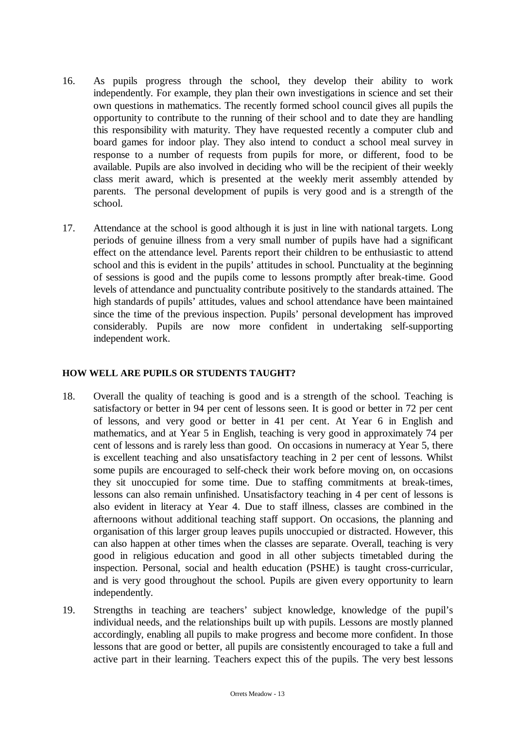16. As pupils progress through the school, they develop their ability to work independently. For example, they plan their own investigations in science and set their own questions in mathematics. The recently formed school council gives all pupils the opportunity to contribute to the running of their school and to date they are handling this responsibility with maturity. They have requested recently a computer club and board games for indoor play. They also intend to conduct a school meal survey in response to a number of requests from pupils for more, or different, food to be available. Pupils are also involved in deciding who will be the recipient of their weekly class merit award, which is presented at the weekly merit assembly attended by parents. The personal development of pupils is very good and is a strength of the school.

17. Attendance at the school is good although it is just in line with national targets. Long periods of genuine illness from a very small number of pupils have had a significant effect on the attendance level. Parents report their children to be enthusiastic to attend school and this is evident in the pupils' attitudes in school. Punctuality at the beginning of sessions is good and the pupils come to lessons promptly after break-time. Good levels of attendance and punctuality contribute positively to the standards attained. The high standards of pupils' attitudes, values and school attendance have been maintained since the time of the previous inspection. Pupils' personal development has improved considerably. Pupils are now more confident in undertaking self-supporting independent work.

### HOW WELL ARE PUPILS OR STUDENTS TAUGHT?

18. Overall the quality of teaching is good and is a strength of the school. Teaching is satisfactory or better in 94 per cent of lessons seen. It is good or better in 72 per cent of lessons, and very good or better in 41 per cent. At Year 6 in English and mathematics, and at Year 5 in English, teaching is very good in approximately 74 per cent of lessons and is rarely less than good. On occasions in numeracy at Year 5, there is excellent teaching and also unsatisfactory teaching in 2 per cent of lessons. Whilst some pupils are encouraged to self-check their work before moving on, on occasions they sit unoccupied for some time. Due to staffing commitments at break-times, lessons can also remain unfinished. Unsatisfactory teaching in 4 per cent of lessons is also evident in literacy at Year 4. Due to staff illness, classes are combined in the afternoons without additional teaching staff support. On occasions, the planning and organisation of this larger group leaves pupils unoccupied or distracted. However, this can also happen at other times when the classes are separate. Overall, teaching is very good in religious education and good in all other subjects timetabled during the inspection. Personal, social and health education (PSHE) is taught cross-curricular, and is very good throughout the school. Pupils are given every opportunity to learn independently.

19. Strengths in teaching are teachers' subject knowledge, knowledge of the pupil's individual needs, and the relationships built up with pupils. Lessons are mostly planned accordingly, enabling all pupils to make progress and become more confident. In those lessons that are good or better, all pupils are consistently encouraged to take a full and active part in their learning. Teachers expect this of the pupils. The very best lessons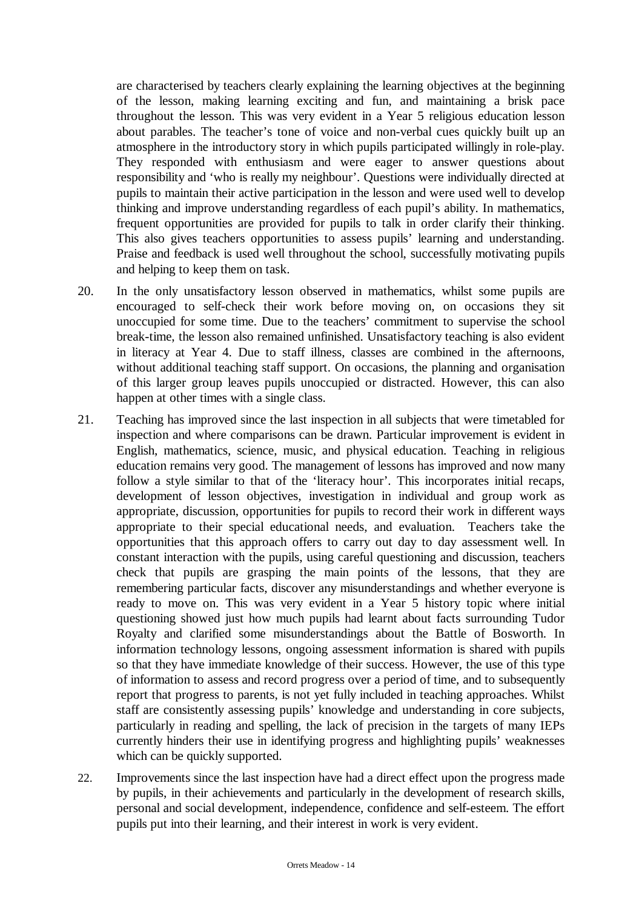are characterised by teachers clearly explaining the learning objectives at the beginning of the lesson, making learning exciting and fun, and maintaining a brisk pace throughout the lesson. This was very evident in a Year 5 religious education lesson about parables. The teacher's tone of voice and non-verbal cues quickly built up an atmosphere in the introductory story in which pupils participated willingly in role-play. They responded with enthusiasm and were eager to answer questions about responsibility and 'who is really my neighbour'. Questions were individually directed at pupils to maintain their active participation in the lesson and were used well to develop thinking and improve understanding regardless of each pupil's ability. In mathematics, frequent opportunities are provided for pupils to talk in order clarify their thinking. This also gives teachers opportunities to assess pupils' learning and understanding. Praise and feedback is used well throughout the school, successfully motivating pupils and helping to keep them on task.

20. In the only unsatisfactory lesson observed in mathematics, whilst some pupils are encouraged to self-check their work before moving on, on occasions they sit unoccupied for some time. Due to the teachers' commitment to supervise the school break-time, the lesson also remained unfinished. Unsatisfactory teaching is also evident in literacy at Year 4. Due to staff illness, classes are combined in the afternoons, without additional teaching staff support. On occasions, the planning and organisation of this larger group leaves pupils unoccupied or distracted. However, this can also happen at other times with a single class.

21. Teaching has improved since the last inspection in all subjects that were timetabled for inspection and where comparisons can be drawn. Particular improvement is evident in English, mathematics, science, music, and physical education. Teaching in religious education remains very good. The management of lessons has improved and now many follow a style similar to that of the 'literacy hour'. This incorporates initial recaps, development of lesson objectives, investigation in individual and group work as appropriate, discussion, opportunities for pupils to record their work in different ways appropriate to their special educational needs, and evaluation. Teachers take the opportunities that this approach offers to carry out day to day assessment well. In constant interaction with the pupils, using careful questioning and discussion, teachers check that pupils are grasping the main points of the lessons, that they are remembering particular facts, discover any misunderstandings and whether everyone is ready to move on. This was very evident in a Year 5 history topic where initial questioning showed just how much pupils had learnt about facts surrounding Tudor Royalty and clarified some misunderstandings about the Battle of Bosworth. In information technology lessons, ongoing assessment information is shared with pupils so that they have immediate knowledge of their success. However, the use of this type of information to assess and record progress over a period of time, and to subsequently report that progress to parents, is not yet fully included in teaching approaches. Whilst staff are consistently assessing pupils' knowledge and understanding in core subjects, particularly in reading and spelling, the lack of precision in the targets of many IEPs currently hinders their use in identifying progress and highlighting pupils' weaknesses which can be quickly supported.

22. Improvements since the last inspection have had a direct effect upon the progress made by pupils, in their achievements and particularly in the development of research skills, personal and social development, independence, confidence and self-esteem. The effort pupils put into their learning, and their interest in work is very evident.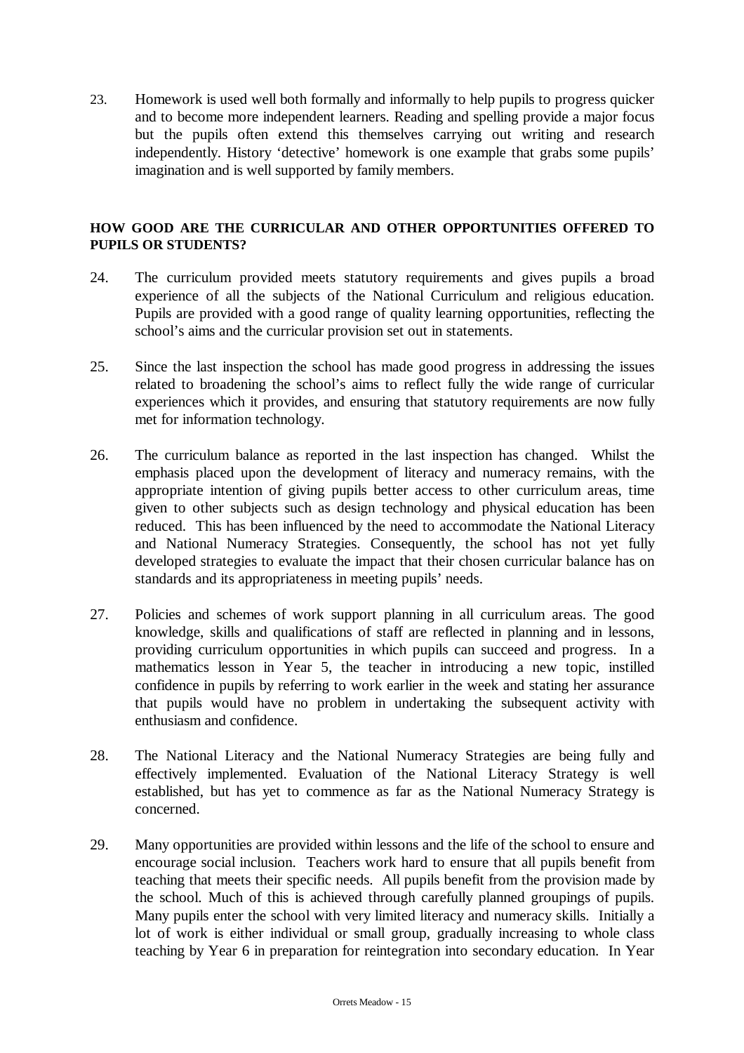23. Homework is used well both formally and informally to help pupils to progress quicker and to become more independent learners. Reading and spelling provide a major focus but the pupils often extend this themselves carrying out writing and research independently. History 'detective' homework is one example that grabs some pupils' imagination and is well supported by family members.

**HOW GOOD ARE THE CURRICULAR AND OTHER OPPORTUNITIES OFFERED TO PUPILS OR STUDENTS?**

24. The curriculum provided meets statutory requirements and gives pupils a broad experience of all the subjects of the National Curriculum and religious education. Pupils are provided with a good range of quality learning opportunities, reflecting the school's aims and the curricular provision set out in statements.

25. Since the last inspection the school has made good progress in addressing the issues related to broadening the school's aims to reflect fully the wide range of curricular experiences which it provides, and ensuring that statutory requirements are now fully met for information technology.

26. The curriculum balance as reported in the last inspection has changed. Whilst the emphasis placed upon the development of literacy and numeracy remains, with the appropriate intention of giving pupils better access to other curriculum areas, time given to other subjects such as design technology and physical education has been reduced. This has been influenced by the need to accommodate the National Literacy and National Numeracy Strategies. Consequently, the school has not yet fully developed strategies to evaluate the impact that their chosen curricular balance has on standards and its appropriateness in meeting pupils' needs.

27. Policies and schemes of work support planning in all curriculum areas. The good knowledge, skills and qualifications of staff are reflected in planning and in lessons, providing curriculum opportunities in which pupils can succeed and progress. In a mathematics lesson in Year 5, the teacher in introducing a new topic, instilled confidence in pupils by referring to work earlier in the week and stating her assurance that pupils would have no problem in undertaking the subsequent activity with enthusiasm and confidence.

28. The National Literacy and the National Numeracy Strategies are being fully and effectively implemented. Evaluation of the National Literacy Strategy is well established, but has yet to commence as far as the National Numeracy Strategy is concerned.

29. Many opportunities are provided within lessons and the life of the school to ensure and encourage social inclusion. Teachers work hard to ensure that all pupils benefit from teaching that meets their specific needs. All pupils benefit from the provision made by the school. Much of this is achieved through carefully planned groupings of pupils. Many pupils enter the school with very limited literacy and numeracy skills. Initially a lot of work is either individual or small group, gradually increasing to whole class teaching by Year 6 in preparation for reintegration into secondary education. In Year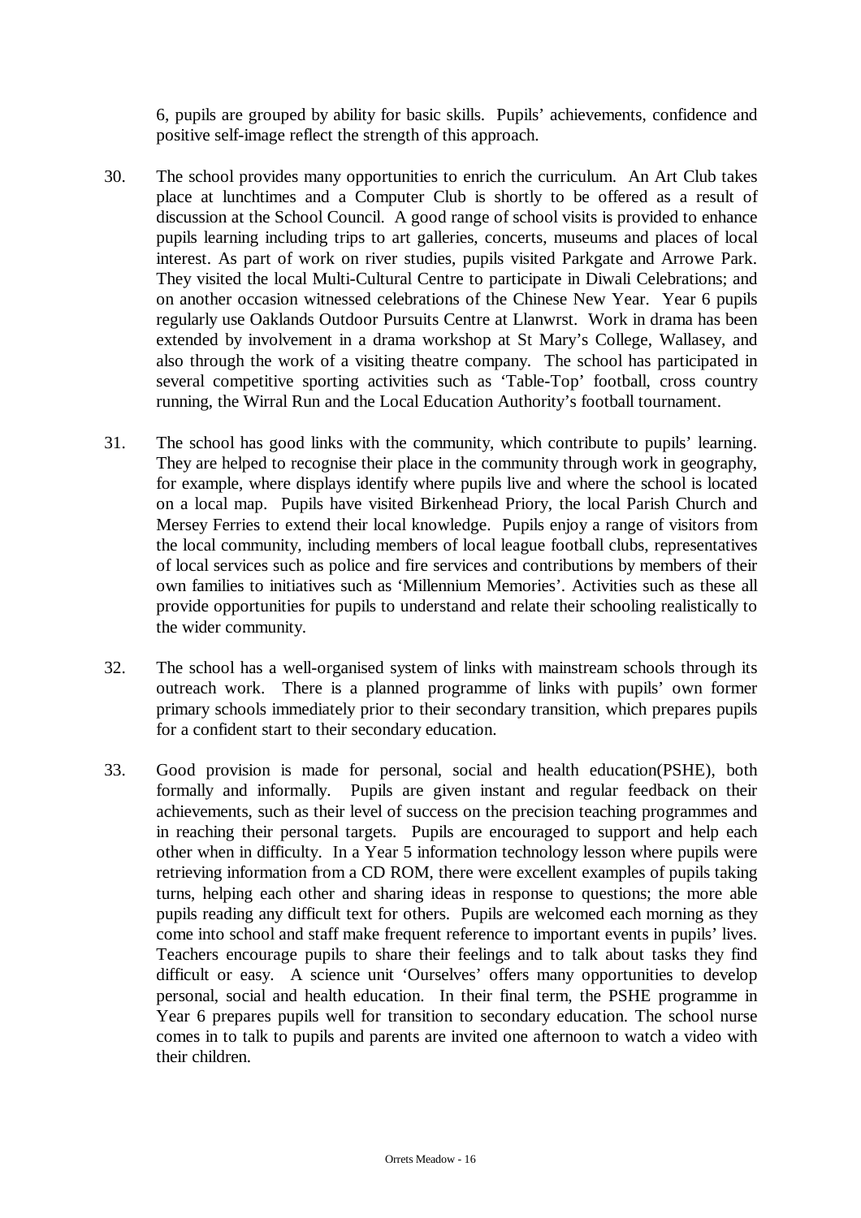6, pupils are grouped by ability for basic skills. Pupils' achievements, confidence and positive self-image reflect the strength of this approach.

30. The school provides many opportunities to enrich the curriculum. An Art Club takes place at lunchtimes and a Computer Club is shortly to be offered as a result of discussion at the School Council. A good range of school visits is provided to enhance pupils learning including trips to art galleries, concerts, museums and places of local interest. As part of work on river studies, pupils visited Parkgate and Arrowe Park. They visited the local Multi-Cultural Centre to participate in Diwali Celebrations; and on another occasion witnessed celebrations of the Chinese New Year. Year 6 pupils regularly use Oaklands Outdoor Pursuits Centre at Llanwrst. Work in drama has been extended by involvement in a drama workshop at St Mary's College, Wallasey, and also through the work of a visiting theatre company. The school has participated in several competitive sporting activities such as 'Table-Top' football, cross country running, the Wirral Run and the Local Education Authority's football tournament.

31. The school has good links with the community, which contribute to pupils' learning. They are helped to recognise their place in the community through work in geography, for example, where displays identify where pupils live and where the school is located on a local map. Pupils have visited Birkenhead Priory, the local Parish Church and Mersey Ferries to extend their local knowledge. Pupils enjoy a range of visitors from the local community, including members of local league football clubs, representatives of local services such as police and fire services and contributions by members of their own families to initiatives such as 'Millennium Memories'. Activities such as these all provide opportunities for pupils to understand and relate their schooling realistically to the wider community.

32. The school has a well-organised system of links with mainstream schools through its outreach work. There is a planned programme of links with pupils' own former primary schools immediately prior to their secondary transition, which prepares pupils for a confident start to their secondary education.

33. Good provision is made for personal, social and health education(PSHE), both formally and informally. Pupils are given instant and regular feedback on their achievements, such as their level of success on the precision teaching programmes and in reaching their personal targets. Pupils are encouraged to support and help each other when in difficulty. In a Year 5 information technology lesson where pupils were retrieving information from a CD ROM, there were excellent examples of pupils taking turns, helping each other and sharing ideas in response to questions; the more able pupils reading any difficult text for others. Pupils are welcomed each morning as they come into school and staff make frequent reference to important events in pupils' lives. Teachers encourage pupils to share their feelings and to talk about tasks they find difficult or easy. A science unit 'Ourselves' offers many opportunities to develop personal, social and health education. In their final term, the PSHE programme in Year 6 prepares pupils well for transition to secondary education. The school nurse comes in to talk to pupils and parents are invited one afternoon to watch a video with their children.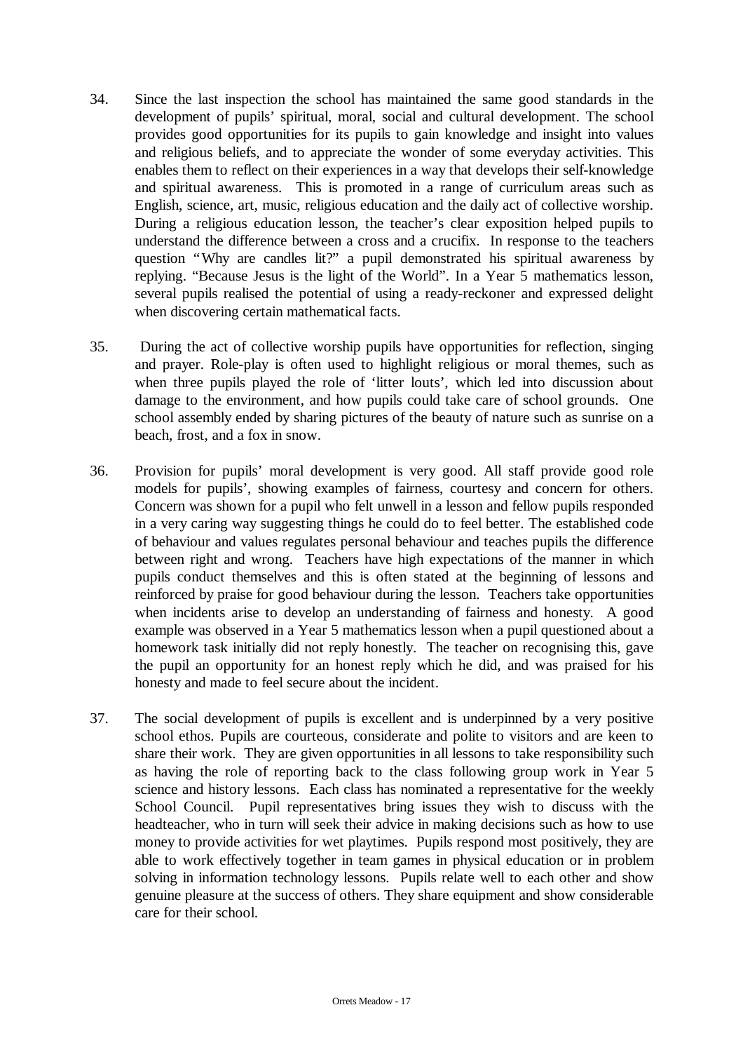34. Since the last inspection the school has maintained the same good standards in the development of pupils' spiritual, moral, social and cultural development. The school provides good opportunities for its pupils to gain knowledge and insight into values and religious beliefs, and to appreciate the wonder of some everyday activities. This enables them to reflect on their experiences in a way that develops their self-knowledge and spiritual awareness. This is promoted in a range of curriculum areas such as English, science, art, music, religious education and the daily act of collective worship. During a religious education lesson, the teacher's clear exposition helped pupils to understand the difference between a cross and a crucifix. In response to the teachers question "Why are candles lit?" a pupil demonstrated his spiritual awareness by replying. "Because Jesus is the light of the World". In a Year 5 mathematics lesson, several pupils realised the potential of using a ready-reckoner and expressed delight when discovering certain mathematical facts.

35. During the act of collective worship pupils have opportunities for reflection, singing and prayer. Role-play is often used to highlight religious or moral themes, such as when three pupils played the role of 'litter louts', which led into discussion about damage to the environment, and how pupils could take care of school grounds. One school assembly ended by sharing pictures of the beauty of nature such as sunrise on a beach, frost, and a fox in snow.

36. Provision for pupils' moral development is very good. All staff provide good role models for pupils', showing examples of fairness, courtesy and concern for others. Concern was shown for a pupil who felt unwell in a lesson and fellow pupils responded in a very caring way suggesting things he could do to feel better. The established code of behaviour and values regulates personal behaviour and teaches pupils the difference between right and wrong. Teachers have high expectations of the manner in which pupils conduct themselves and this is often stated at the beginning of lessons and reinforced by praise for good behaviour during the lesson. Teachers take opportunities when incidents arise to develop an understanding of fairness and honesty. A good example was observed in a Year 5 mathematics lesson when a pupil questioned about a homework task initially did not reply honestly. The teacher on recognising this, gave the pupil an opportunity for an honest reply which he did, and was praised for his honesty and made to feel secure about the incident.

37. The social development of pupils is excellent and is underpinned by a very positive school ethos. Pupils are courteous, considerate and polite to visitors and are keen to share their work. They are given opportunities in all lessons to take responsibility such as having the role of reporting back to the class following group work in Year 5 science and history lessons. Each class has nominated a representative for the weekly School Council. Pupil representatives bring issues they wish to discuss with the headteacher, who in turn will seek their advice in making decisions such as how to use money to provide activities for wet playtimes. Pupils respond most positively, they are able to work effectively together in team games in physical education or in problem solving in information technology lessons. Pupils relate well to each other and show genuine pleasure at the success of others. They share equipment and show considerable care for their school.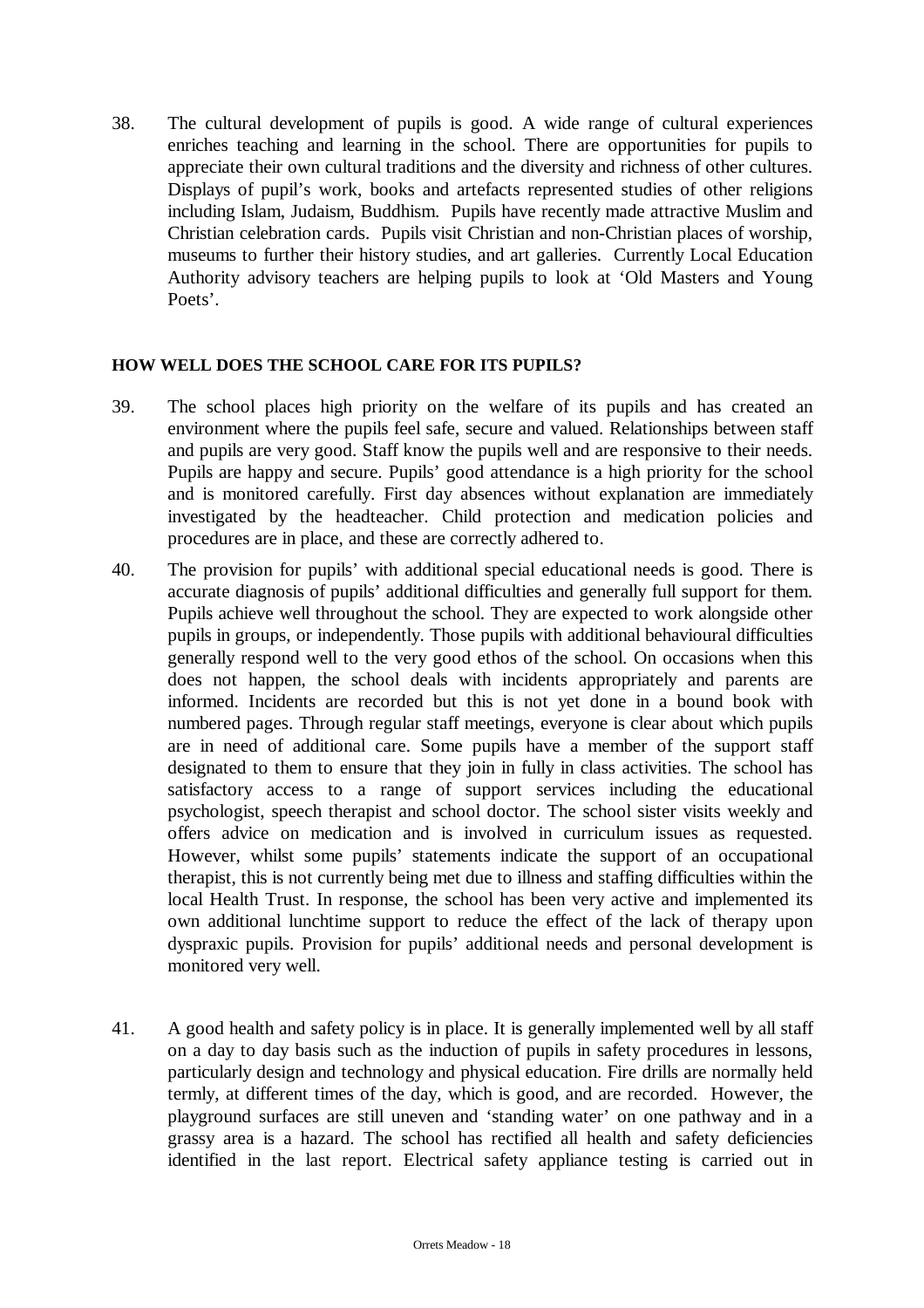38. The cultural development of pupils is good. A wide range of cultural experiences enriches teaching and learning in the school. There are opportunities for pupils to appreciate their own cultural traditions and the diversity and richness of other cultures. Displays of pupil's work, books and artefacts represented studies of other religions including Islam, Judaism, Buddhism. Pupils have recently made attractive Muslim and Christian celebration cards. Pupils visit Christian and non-Christian places of worship, museums to further their history studies, and art galleries. Currently Local Education Authority advisory teachers are helping pupils to look at 'Old Masters and Young Poets'.

**HOW WELL DOES THE SCHOOL CARE FOR ITS PUPILS?**

39. The school places high priority on the welfare of its pupils and has created an environment where the pupils feel safe, secure and valued. Relationships between staff and pupils are very good. Staff know the pupils well and are responsive to their needs. Pupils are happy and secure. Pupils' good attendance is a high priority for the school and is monitored carefully. First day absences without explanation are immediately investigated by the headteacher. Child protection and medication policies and procedures are in place, and these are correctly adhered to.

40. The provision for pupils' with additional special educational needs is good. There is accurate diagnosis of pupils' additional difficulties and generally full support for them. Pupils achieve well throughout the school. They are expected to work alongside other pupils in groups, or independently. Those pupils with additional behavioural difficulties generally respond well to the very good ethos of the school. On occasions when this does not happen, the school deals with incidents appropriately and parents are informed. Incidents are recorded but this is not yet done in a bound book with numbered pages. Through regular staff meetings, everyone is clear about which pupils are in need of additional care. Some pupils have a member of the support staff designated to them to ensure that they join in fully in class activities. The school has satisfactory access to a range of support services including the educational psychologist, speech therapist and school doctor. The school sister visits weekly and offers advice on medication and is involved in curriculum issues as requested. However, whilst some pupils' statements indicate the support of an occupational therapist, this is not currently being met due to illness and staffing difficulties within the local Health Trust. In response, the school has been very active and implemented its own additional lunchtime support to reduce the effect of the lack of therapy upon dyspraxic pupils. Provision for pupils' additional needs and personal development is monitored very well.

41. A good health and safety policy is in place. It is generally implemented well by all staff on a day to day basis such as the induction of pupils in safety procedures in lessons, particularly design and technology and physical education. Fire drills are normally held termly, at different times of the day, which is good, and are recorded. However, the playground surfaces are still uneven and 'standing water' on one pathway and in a grassy area is a hazard. The school has rectified all health and safety deficiencies identified in the last report. Electrical safety appliance testing is carried out in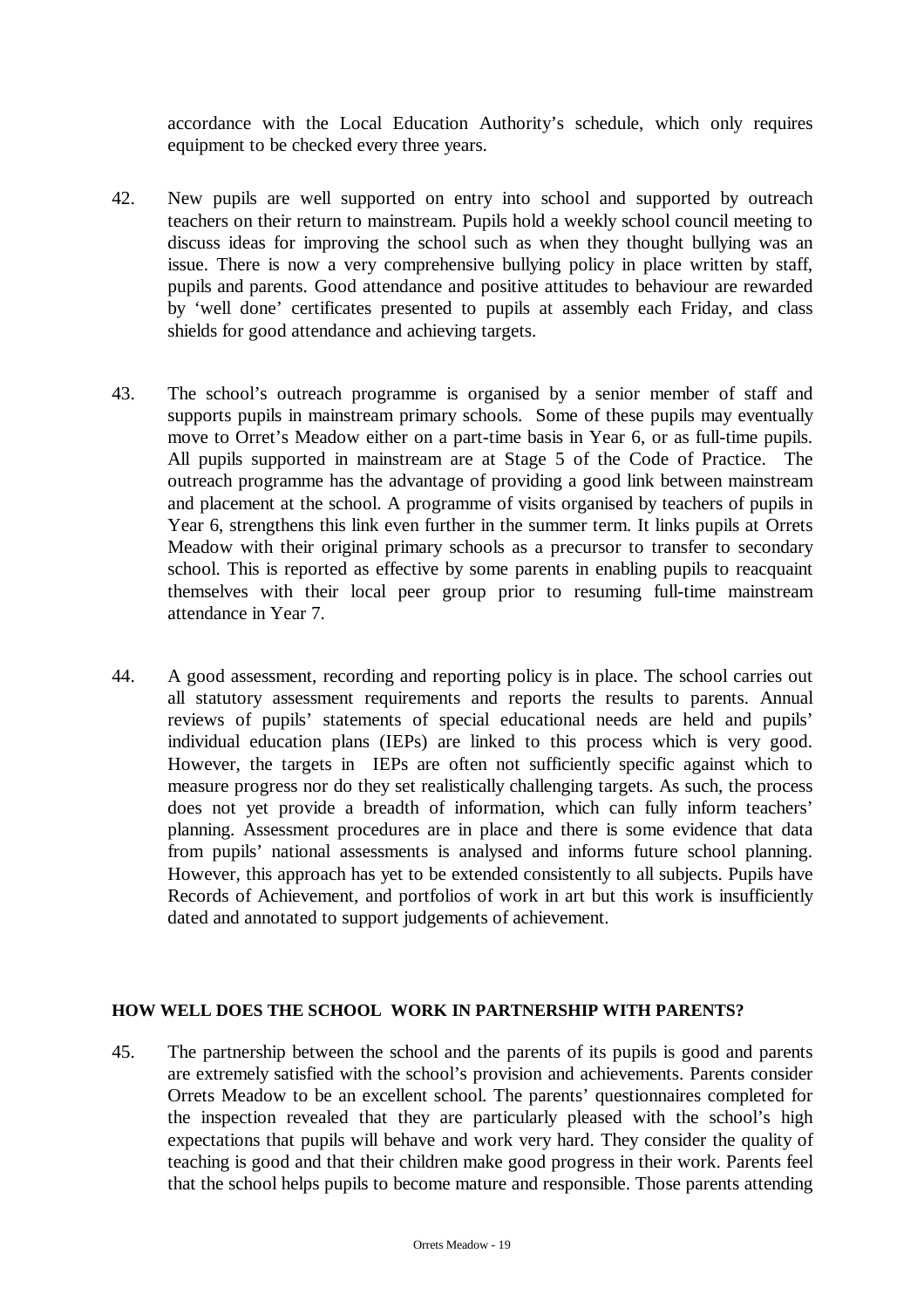accordance with the Local Education Authority's schedule, which only requires equipment to be checked every three years.

42. New pupils are well supported on entry into school and supported by outreach teachers on their return to mainstream. Pupils hold a weekly school council meeting to discuss ideas for improving the school such as when they thought bullying was an issue. There is now a very comprehensive bullying policy in place written by staff, pupils and parents. Good attendance and positive attitudes to behaviour are rewarded by 'well done' certificates presented to pupils at assembly each Friday, and class shields for good attendance and achieving targets.

43. The school's outreach programme is organised by a senior member of staff and supports pupils in mainstream primary schools. Some of these pupils may eventually move to Orret's Meadow either on a part-time basis in Year 6, or as full-time pupils. All pupils supported in mainstream are at Stage 5 of the Code of Practice. The outreach programme has the advantage of providing a good link between mainstream and placement at the school. A programme of visits organised by teachers of pupils in Year 6, strengthens this link even further in the summer term. It links pupils at Orrets Meadow with their original primary schools as a precursor to transfer to secondary school. This is reported as effective by some parents in enabling pupils to reacquaint themselves with their local peer group prior to resuming full-time mainstream attendance in Year 7.

44. A good assessment, recording and reporting policy is in place. The school carries out all statutory assessment requirements and reports the results to parents. Annual reviews of pupils' statements of special educational needs are held and pupils' individual education plans (IEPs) are linked to this process which is very good. However, the targets in IEPs are often not sufficiently specific against which to measure progress nor do they set realistically challenging targets. As such, the process does not yet provide a breadth of information, which can fully inform teachers' planning. Assessment procedures are in place and there is some evidence that data from pupils' national assessments is analysed and informs future school planning. However, this approach has yet to be extended consistently to all subjects. Pupils have Records of Achievement, and portfolios of work in art but this work is insufficiently dated and annotated to support judgements of achievement.

## HOW WELL DOES THE SCHOOL WORK IN PARTNERSHIP WITH PARENTS?

45. The partnership between the school and the parents of its pupils is good and parents are extremely satisfied with the school's provision and achievements. Parents consider Orrets Meadow to be an excellent school. The parents' questionnaires completed for the inspection revealed that they are particularly pleased with the school's high expectations that pupils will behave and work very hard. They consider the quality of teaching is good and that their children make good progress in their work. Parents feel that the school helps pupils to become mature and responsible. Those parents attending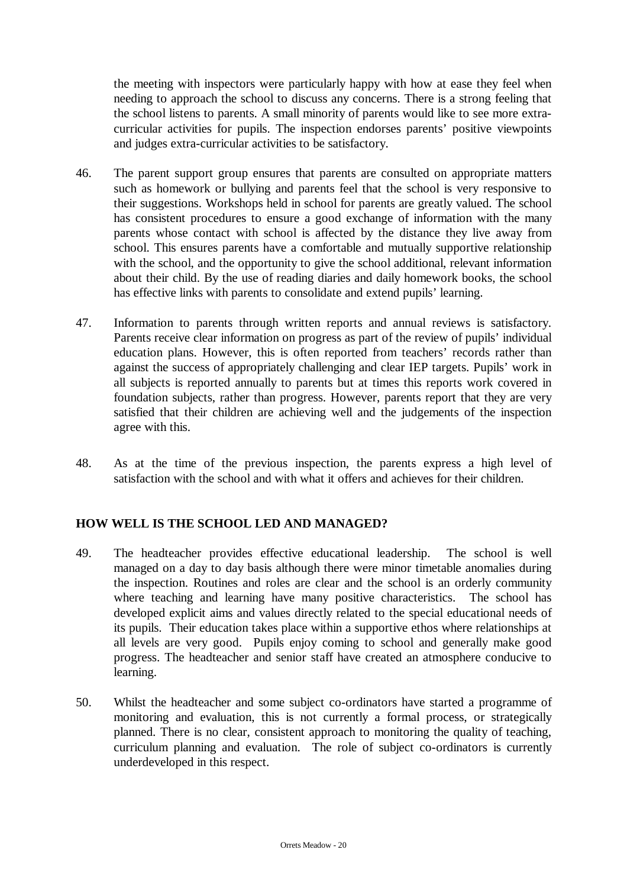the meeting with inspectors were particularly happy with how at ease they feel when needing to approach the school to discuss any concerns. There is a strong feeling that the school listens to parents. A small minority of parents would like to see more extra-curricular activities for pupils. The inspection endorses parents' positive viewpoints and judges extra-curricular activities to be satisfactory.

46. The parent support group ensures that parents are consulted on appropriate matters such as homework or bullying and parents feel that the school is very responsive to their suggestions. Workshops held in school for parents are greatly valued. The school has consistent procedures to ensure a good exchange of information with the many parents whose contact with school is affected by the distance they live away from school. This ensures parents have a comfortable and mutually supportive relationship with the school, and the opportunity to give the school additional, relevant information about their child. By the use of reading diaries and daily homework books, the school has effective links with parents to consolidate and extend pupils' learning.

47. Information to parents through written reports and annual reviews is satisfactory. Parents receive clear information on progress as part of the review of pupils' individual education plans. However, this is often reported from teachers' records rather than against the success of appropriately challenging and clear IEP targets. Pupils' work in all subjects is reported annually to parents but at times this reports work covered in foundation subjects, rather than progress. However, parents report that they are very satisfied that their children are achieving well and the judgements of the inspection agree with this.

48. As at the time of the previous inspection, the parents express a high level of satisfaction with the school and with what it offers and achieves for their children.

## HOW WELL IS THE SCHOOL LED AND MANAGED?

49. The headteacher provides effective educational leadership. The school is well managed on a day to day basis although there were minor timetable anomalies during the inspection. Routines and roles are clear and the school is an orderly community where teaching and learning have many positive characteristics. The school has developed explicit aims and values directly related to the special educational needs of its pupils. Their education takes place within a supportive ethos where relationships at all levels are very good. Pupils enjoy coming to school and generally make good progress. The headteacher and senior staff have created an atmosphere conducive to learning.

50. Whilst the headteacher and some subject co-ordinators have started a programme of monitoring and evaluation, this is not currently a formal process, or strategically planned. There is no clear, consistent approach to monitoring the quality of teaching, curriculum planning and evaluation. The role of subject co-ordinators is currently underdeveloped in this respect.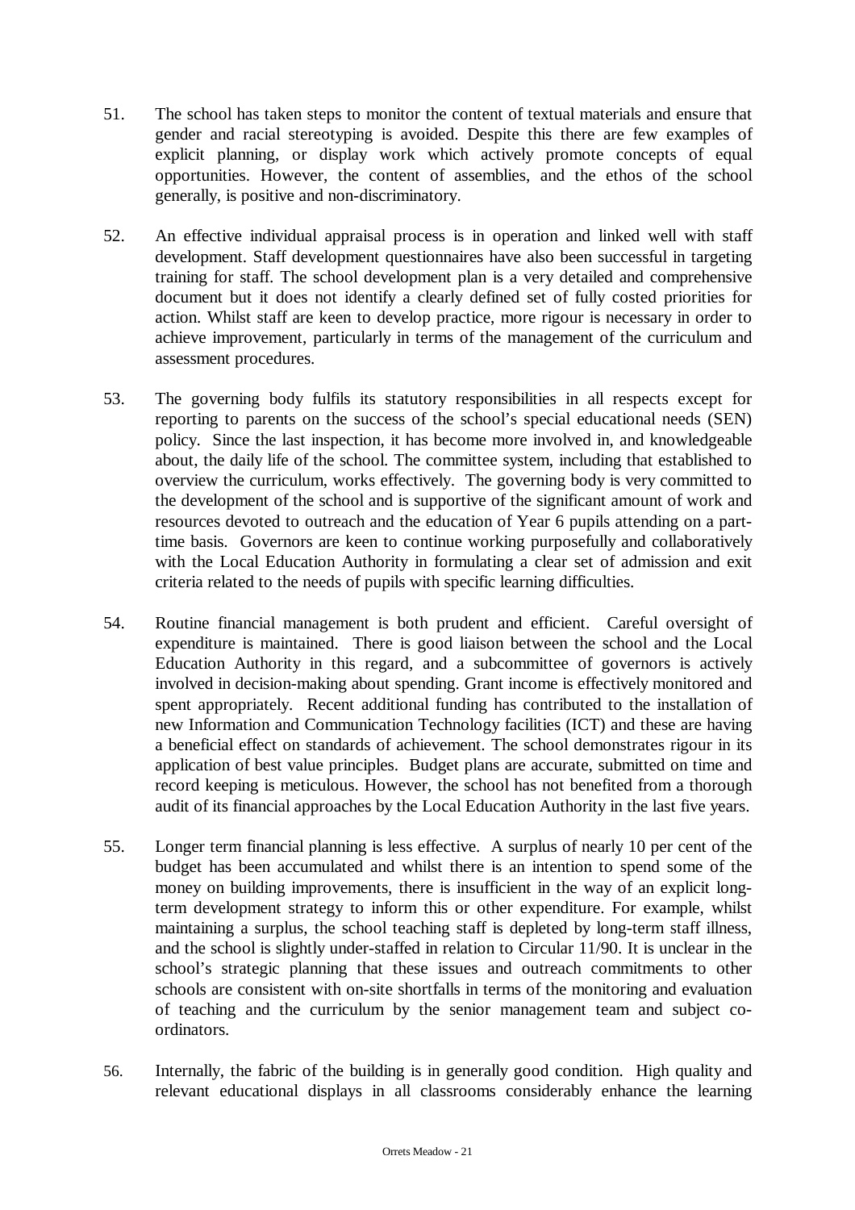51. The school has taken steps to monitor the content of textual materials and ensure that gender and racial stereotyping is avoided. Despite this there are few examples of explicit planning, or display work which actively promote concepts of equal opportunities. However, the content of assemblies, and the ethos of the school generally, is positive and non-discriminatory.

52. An effective individual appraisal process is in operation and linked well with staff development. Staff development questionnaires have also been successful in targeting training for staff. The school development plan is a very detailed and comprehensive document but it does not identify a clearly defined set of fully costed priorities for action. Whilst staff are keen to develop practice, more rigour is necessary in order to achieve improvement, particularly in terms of the management of the curriculum and assessment procedures.

53. The governing body fulfils its statutory responsibilities in all respects except for reporting to parents on the success of the school's special educational needs (SEN) policy. Since the last inspection, it has become more involved in, and knowledgeable about, the daily life of the school. The committee system, including that established to overview the curriculum, works effectively. The governing body is very committed to the development of the school and is supportive of the significant amount of work and resources devoted to outreach and the education of Year 6 pupils attending on a part-time basis. Governors are keen to continue working purposefully and collaboratively with the Local Education Authority in formulating a clear set of admission and exit criteria related to the needs of pupils with specific learning difficulties.

54. Routine financial management is both prudent and efficient. Careful oversight of expenditure is maintained. There is good liaison between the school and the Local Education Authority in this regard, and a subcommittee of governors is actively involved in decision-making about spending. Grant income is effectively monitored and spent appropriately. Recent additional funding has contributed to the installation of new Information and Communication Technology facilities (ICT) and these are having a beneficial effect on standards of achievement. The school demonstrates rigour in its application of best value principles. Budget plans are accurate, submitted on time and record keeping is meticulous. However, the school has not benefited from a thorough audit of its financial approaches by the Local Education Authority in the last five years.

55. Longer term financial planning is less effective. A surplus of nearly 10 per cent of the budget has been accumulated and whilst there is an intention to spend some of the money on building improvements, there is insufficient in the way of an explicit long-term development strategy to inform this or other expenditure. For example, whilst maintaining a surplus, the school teaching staff is depleted by long-term staff illness, and the school is slightly under-staffed in relation to Circular 11/90. It is unclear in the school's strategic planning that these issues and outreach commitments to other schools are consistent with on-site shortfalls in terms of the monitoring and evaluation of teaching and the curriculum by the senior management team and subject co-ordinators.

56. Internally, the fabric of the building is in generally good condition. High quality and relevant educational displays in all classrooms considerably enhance the learning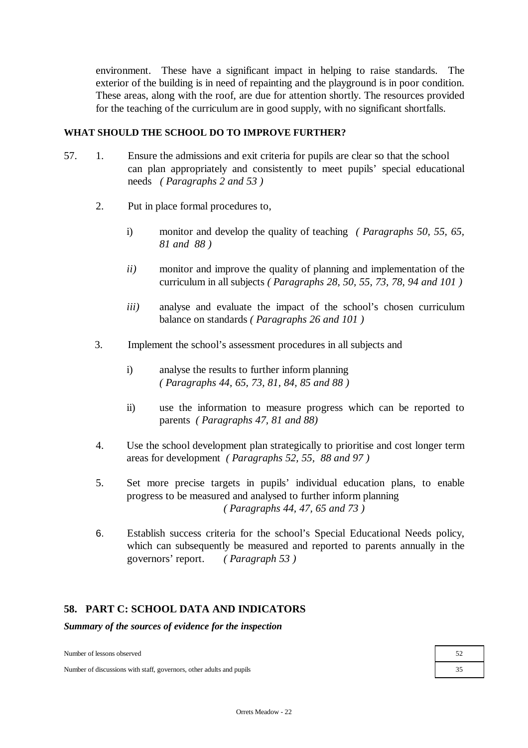environment. These have a significant impact in helping to raise standards. The exterior of the building is in need of repainting and the playground is in poor condition. These areas, along with the roof, are due for attention shortly. The resources provided for the teaching of the curriculum are in good supply, with no significant shortfalls.

**WHAT SHOULD THE SCHOOL DO TO IMPROVE FURTHER?**

57. 1. Ensure the admissions and exit criteria for pupils are clear so that the school can plan appropriately and consistently to meet pupils' special educational needs *( Paragraphs 2 and 53 )*

2. Put in place formal procedures to,

   i) monitor and develop the quality of teaching *( Paragraphs 50, 55, 65, 81 and 88 )*

   *ii)* monitor and improve the quality of planning and implementation of the curriculum in all subjects *( Paragraphs 28, 50, 55, 73, 78, 94 and 101 )*

   *iii)* analyse and evaluate the impact of the school's chosen curriculum balance on standards *( Paragraphs 26 and 101 )*

3. Implement the school's assessment procedures in all subjects and

   i) analyse the results to further inform planning *( Paragraphs 44, 65, 73, 81, 84, 85 and 88 )*

   ii) use the information to measure progress which can be reported to parents *( Paragraphs 47, 81 and 88)*

4. Use the school development plan strategically to prioritise and cost longer term areas for development *( Paragraphs 52, 55, 88 and 97 )*

5. Set more precise targets in pupils' individual education plans, to enable progress to be measured and analysed to further inform planning *( Paragraphs 44, 47, 65 and 73 )*

6. Establish success criteria for the school's Special Educational Needs policy, which can subsequently be measured and reported to parents annually in the governors' report. *( Paragraph 53 )*

## 58. PART C: SCHOOL DATA AND INDICATORS

***Summary of the sources of evidence for the inspection***

| | |
|---|---|
| Number of lessons observed | 52 |
| Number of discussions with staff, governors, other adults and pupils | 35 |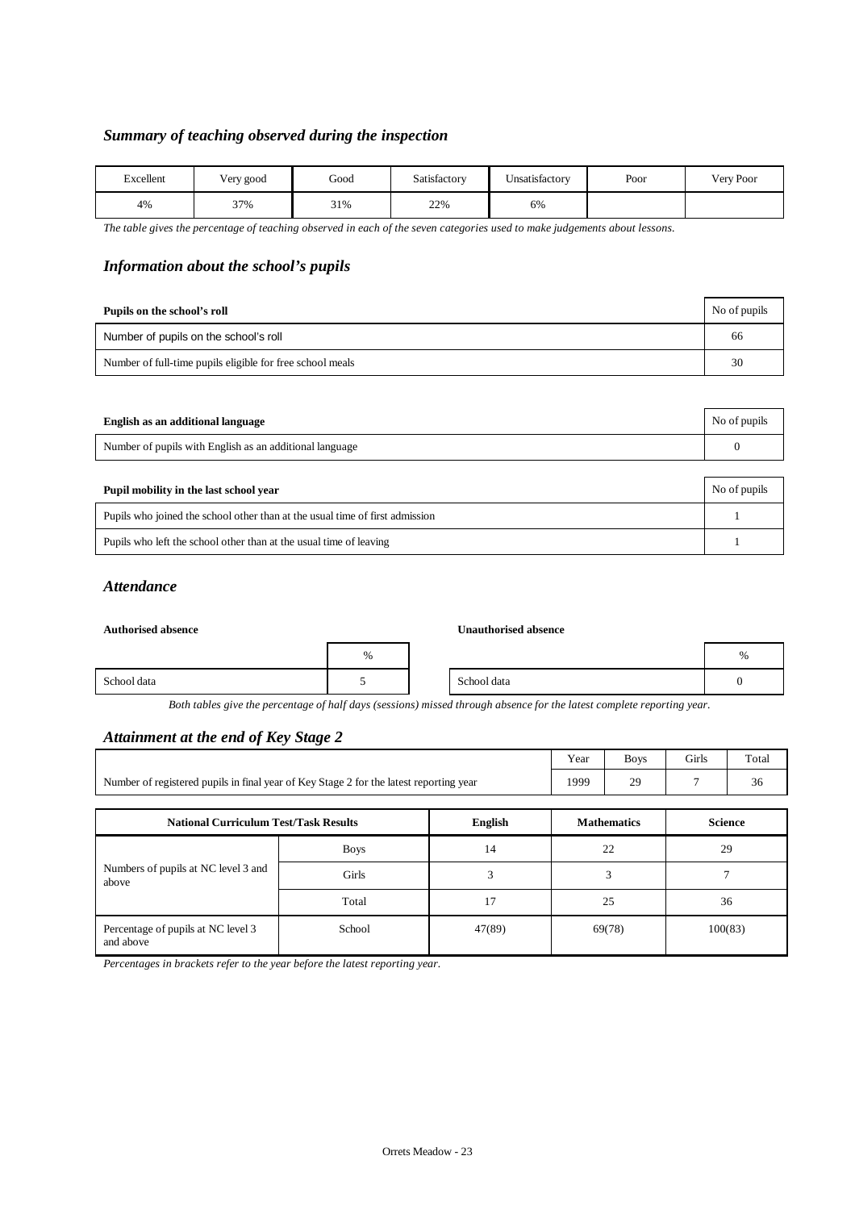## *Summary of teaching observed during the inspection*

| Excellent | Very good | Good | Satisfactory | Unsatisfactory | Poor | Very Poor |
|---|---|---|---|---|---|---|
| 4% | 37% | 31% | 22% | 6% | | |

*The table gives the percentage of teaching observed in each of the seven categories used to make judgements about lessons.*

## *Information about the school's pupils*

| **Pupils on the school's roll** | No of pupils |
|---|---|
| Number of pupils on the school's roll | 66 |
| Number of full-time pupils eligible for free school meals | 30 |

| **English as an additional language** | No of pupils |
|---|---|
| Number of pupils with English as an additional language | 0 |

| **Pupil mobility in the last school year** | No of pupils |
|---|---|
| Pupils who joined the school other than at the usual time of first admission | 1 |
| Pupils who left the school other than at the usual time of leaving | 1 |

## *Attendance*

**Authorised absence**

| | % |
|---|---|
| School data | 5 |

**Unauthorised absence**

| | % |
|---|---|
| School data | 0 |

*Both tables give the percentage of half days (sessions) missed through absence for the latest complete reporting year.*

## *Attainment at the end of Key Stage 2*

| | Year | Boys | Girls | Total |
|---|---|---|---|---|
| Number of registered pupils in final year of Key Stage 2 for the latest reporting year | 1999 | 29 | 7 | 36 |

| **National Curriculum Test/Task Results** | | **English** | **Mathematics** | **Science** |
|---|---|---|---|---|
| Numbers of pupils at NC level 3 and above | Boys | 14 | 22 | 29 |
| | Girls | 3 | 3 | 7 |
| | Total | 17 | 25 | 36 |
| Percentage of pupils at NC level 3 and above | School | 47(89) | 69(78) | 100(83) |

*Percentages in brackets refer to the year before the latest reporting year.*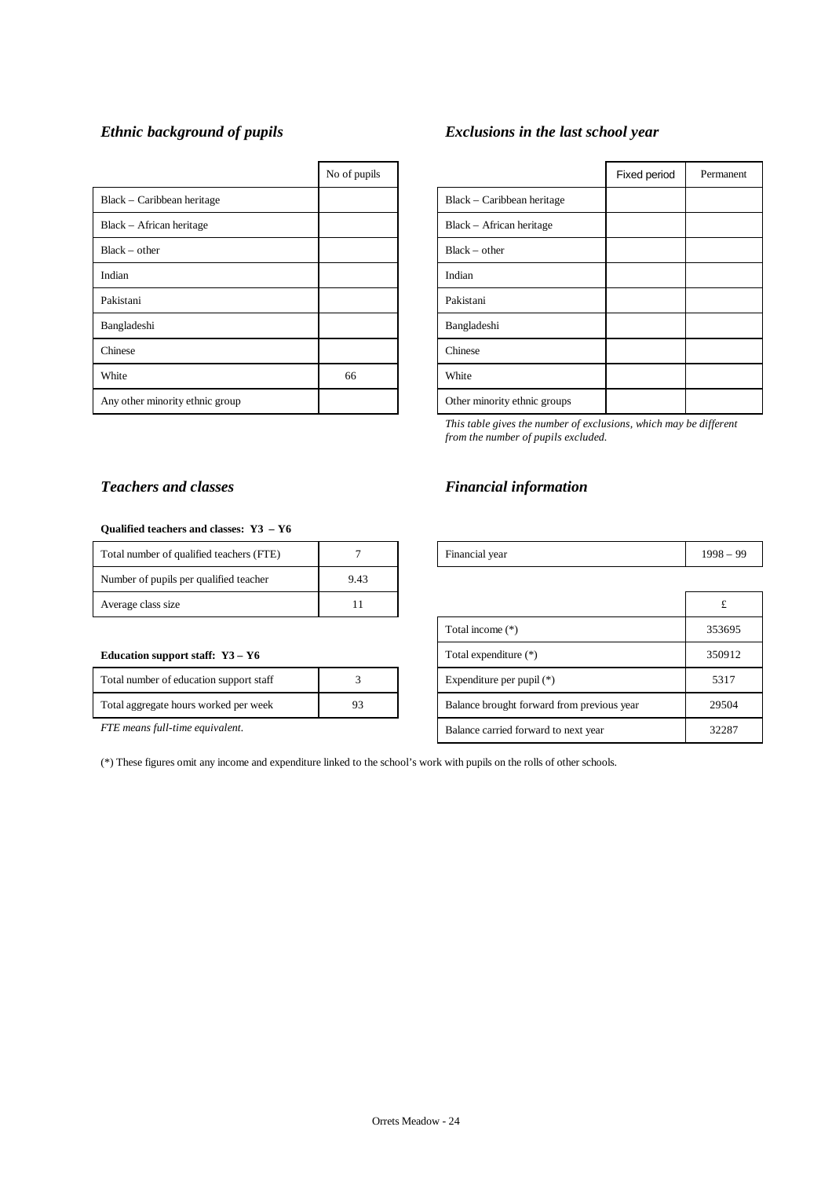### *Ethnic background of pupils*

| | No of pupils |
|---|---|
| Black – Caribbean heritage | |
| Black – African heritage | |
| Black – other | |
| Indian | |
| Pakistani | |
| Bangladeshi | |
| Chinese | |
| White | 66 |
| Any other minority ethnic group | |

### *Exclusions in the last school year*

| | Fixed period | Permanent |
|---|---|---|
| Black – Caribbean heritage | | |
| Black – African heritage | | |
| Black – other | | |
| Indian | | |
| Pakistani | | |
| Bangladeshi | | |
| Chinese | | |
| White | | |
| Other minority ethnic groups | | |

*This table gives the number of exclusions, which may be different from the number of pupils excluded.*

### *Teachers and classes*

**Qualified teachers and classes: Y3 – Y6**

| | |
|---|---|
| Total number of qualified teachers (FTE) | 7 |
| Number of pupils per qualified teacher | 9.43 |
| Average class size | 11 |

**Education support staff: Y3 – Y6**

| | |
|---|---|
| Total number of education support staff | 3 |
| Total aggregate hours worked per week | 93 |

*FTE means full-time equivalent.*

### *Financial information*

| | |
|---|---|
| Financial year | 1998 – 99 |

| | £ |
|---|---|
| Total income (*) | 353695 |
| Total expenditure (*) | 350912 |
| Expenditure per pupil (*) | 5317 |
| Balance brought forward from previous year | 29504 |
| Balance carried forward to next year | 32287 |

(*) These figures omit any income and expenditure linked to the school's work with pupils on the rolls of other schools.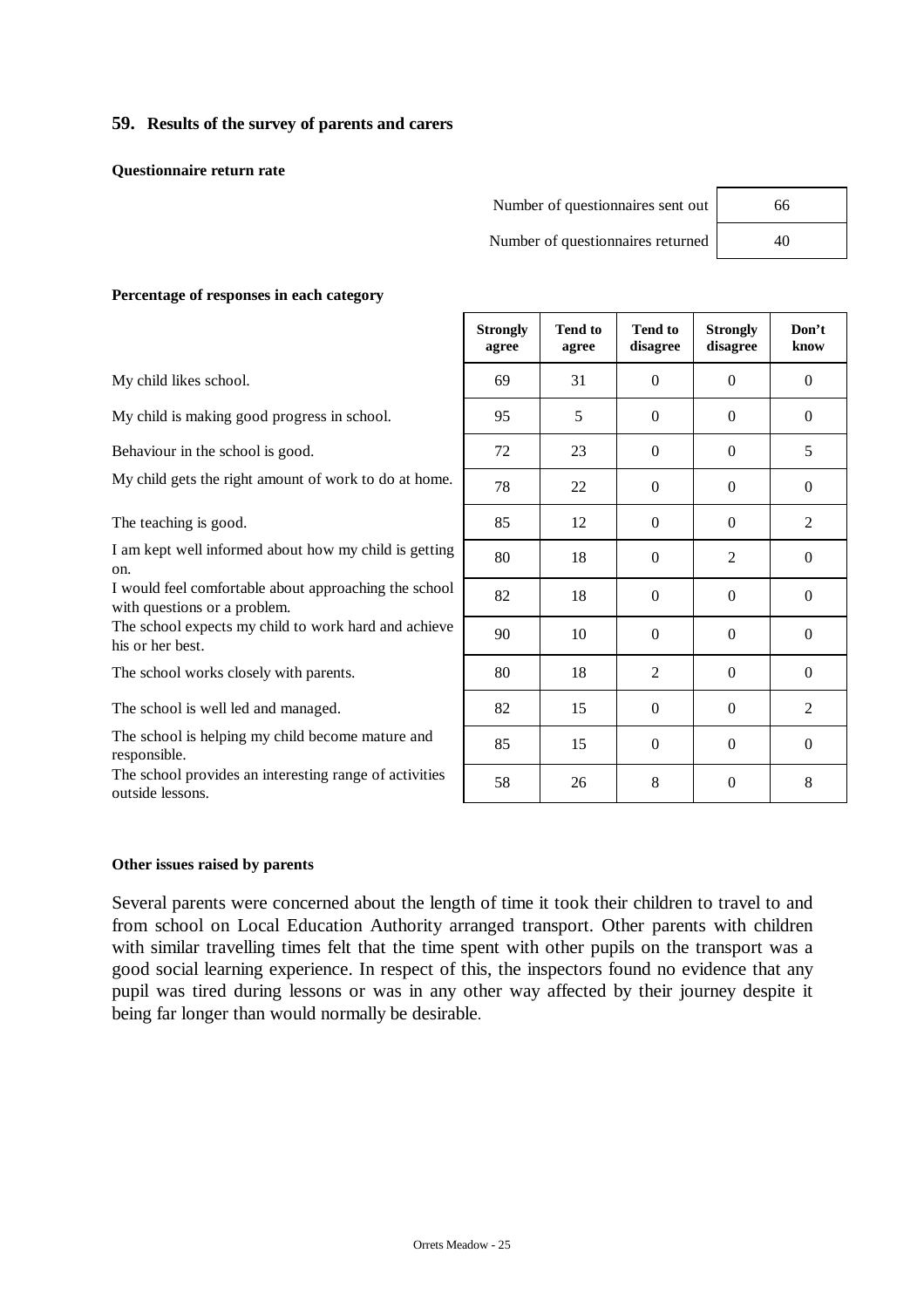### 59. Results of the survey of parents and carers

**Questionnaire return rate**

| | |
|---|---|
| Number of questionnaires sent out | 66 |
| Number of questionnaires returned | 40 |

**Percentage of responses in each category**

| | Strongly agree | Tend to agree | Tend to disagree | Strongly disagree | Don't know |
|---|---|---|---|---|---|
| My child likes school. | 69 | 31 | 0 | 0 | 0 |
| My child is making good progress in school. | 95 | 5 | 0 | 0 | 0 |
| Behaviour in the school is good. | 72 | 23 | 0 | 0 | 5 |
| My child gets the right amount of work to do at home. | 78 | 22 | 0 | 0 | 0 |
| The teaching is good. | 85 | 12 | 0 | 0 | 2 |
| I am kept well informed about how my child is getting on. | 80 | 18 | 0 | 2 | 0 |
| I would feel comfortable about approaching the school with questions or a problem. | 82 | 18 | 0 | 0 | 0 |
| The school expects my child to work hard and achieve his or her best. | 90 | 10 | 0 | 0 | 0 |
| The school works closely with parents. | 80 | 18 | 2 | 0 | 0 |
| The school is well led and managed. | 82 | 15 | 0 | 0 | 2 |
| The school is helping my child become mature and responsible. | 85 | 15 | 0 | 0 | 0 |
| The school provides an interesting range of activities outside lessons. | 58 | 26 | 8 | 0 | 8 |

**Other issues raised by parents**

Several parents were concerned about the length of time it took their children to travel to and from school on Local Education Authority arranged transport. Other parents with children with similar travelling times felt that the time spent with other pupils on the transport was a good social learning experience. In respect of this, the inspectors found no evidence that any pupil was tired during lessons or was in any other way affected by their journey despite it being far longer than would normally be desirable.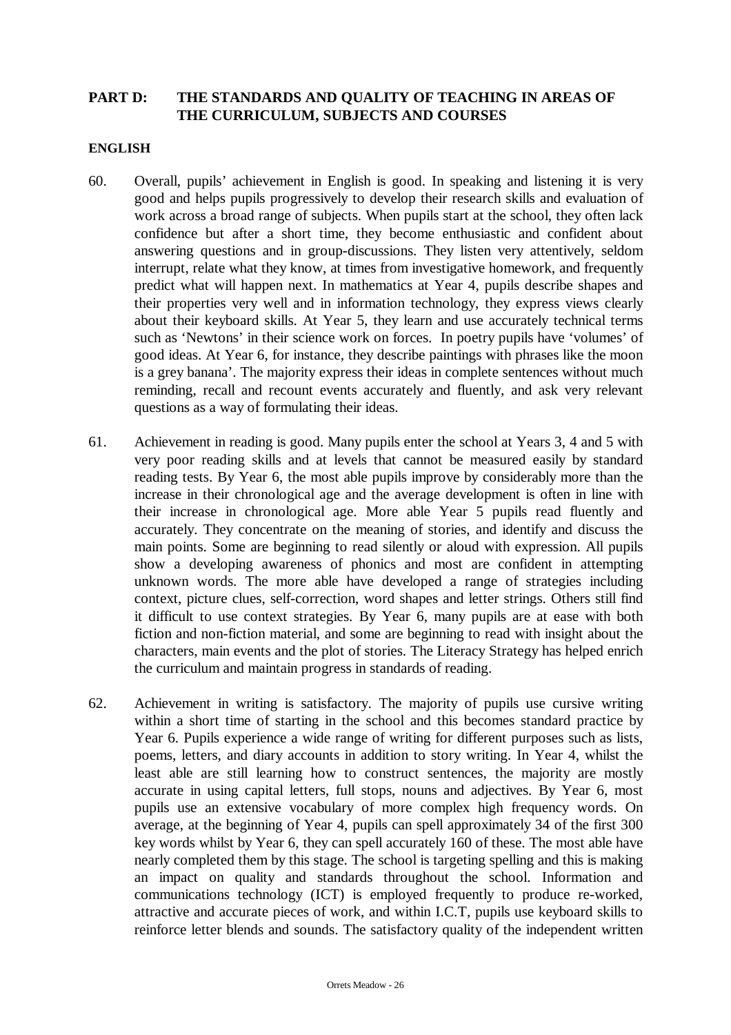## PART D: THE STANDARDS AND QUALITY OF TEACHING IN AREAS OF THE CURRICULUM, SUBJECTS AND COURSES

### ENGLISH

60. Overall, pupils' achievement in English is good. In speaking and listening it is very good and helps pupils progressively to develop their research skills and evaluation of work across a broad range of subjects. When pupils start at the school, they often lack confidence but after a short time, they become enthusiastic and confident about answering questions and in group-discussions. They listen very attentively, seldom interrupt, relate what they know, at times from investigative homework, and frequently predict what will happen next. In mathematics at Year 4, pupils describe shapes and their properties very well and in information technology, they express views clearly about their keyboard skills. At Year 5, they learn and use accurately technical terms such as 'Newtons' in their science work on forces. In poetry pupils have 'volumes' of good ideas. At Year 6, for instance, they describe paintings with phrases like the moon is a grey banana'. The majority express their ideas in complete sentences without much reminding, recall and recount events accurately and fluently, and ask very relevant questions as a way of formulating their ideas.

61. Achievement in reading is good. Many pupils enter the school at Years 3, 4 and 5 with very poor reading skills and at levels that cannot be measured easily by standard reading tests. By Year 6, the most able pupils improve by considerably more than the increase in their chronological age and the average development is often in line with their increase in chronological age. More able Year 5 pupils read fluently and accurately. They concentrate on the meaning of stories, and identify and discuss the main points. Some are beginning to read silently or aloud with expression. All pupils show a developing awareness of phonics and most are confident in attempting unknown words. The more able have developed a range of strategies including context, picture clues, self-correction, word shapes and letter strings. Others still find it difficult to use context strategies. By Year 6, many pupils are at ease with both fiction and non-fiction material, and some are beginning to read with insight about the characters, main events and the plot of stories. The Literacy Strategy has helped enrich the curriculum and maintain progress in standards of reading.

62. Achievement in writing is satisfactory. The majority of pupils use cursive writing within a short time of starting in the school and this becomes standard practice by Year 6. Pupils experience a wide range of writing for different purposes such as lists, poems, letters, and diary accounts in addition to story writing. In Year 4, whilst the least able are still learning how to construct sentences, the majority are mostly accurate in using capital letters, full stops, nouns and adjectives. By Year 6, most pupils use an extensive vocabulary of more complex high frequency words. On average, at the beginning of Year 4, pupils can spell approximately 34 of the first 300 key words whilst by Year 6, they can spell accurately 160 of these. The most able have nearly completed them by this stage. The school is targeting spelling and this is making an impact on quality and standards throughout the school. Information and communications technology (ICT) is employed frequently to produce re-worked, attractive and accurate pieces of work, and within I.C.T, pupils use keyboard skills to reinforce letter blends and sounds. The satisfactory quality of the independent written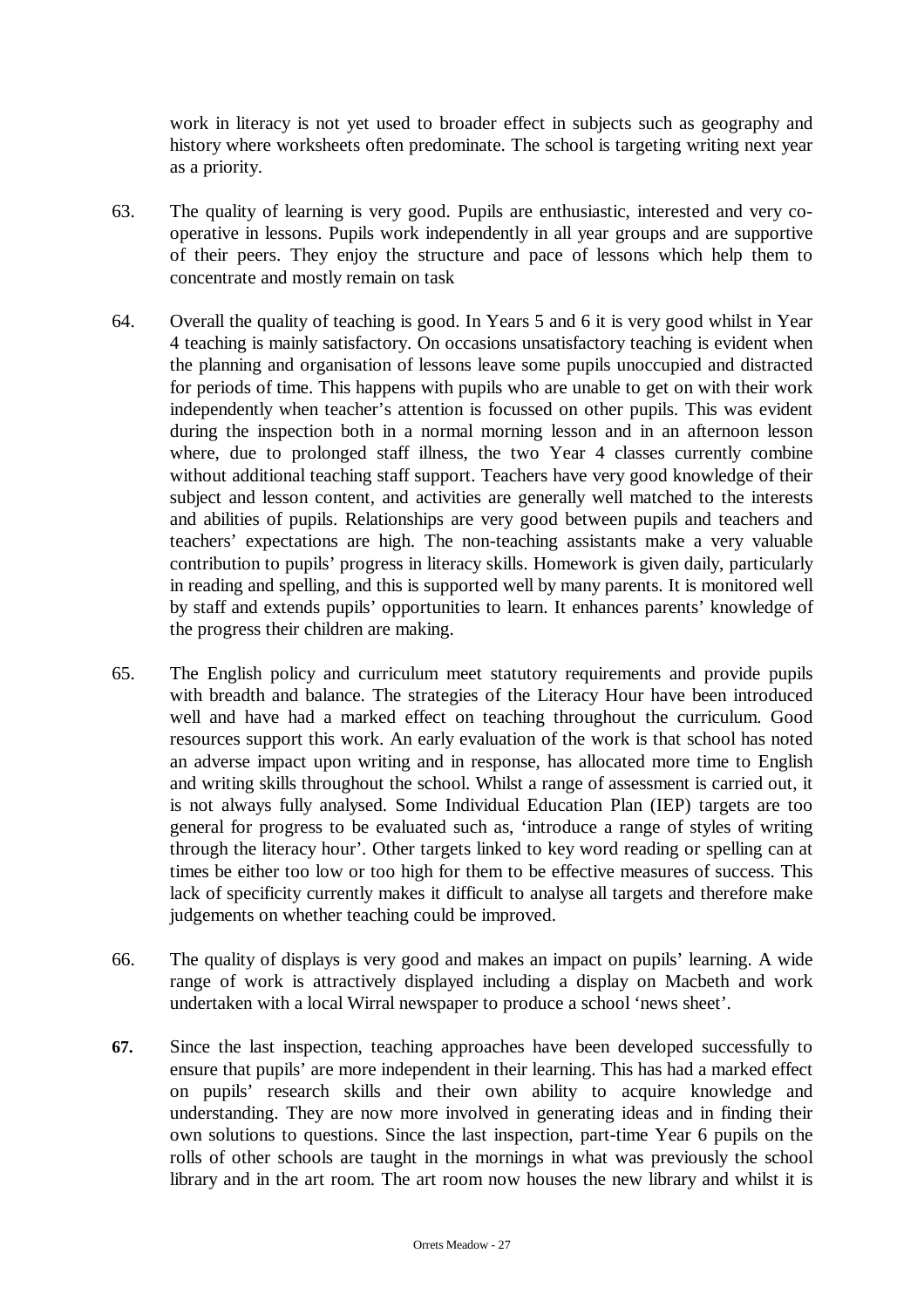work in literacy is not yet used to broader effect in subjects such as geography and history where worksheets often predominate. The school is targeting writing next year as a priority.

63. The quality of learning is very good. Pupils are enthusiastic, interested and very co-operative in lessons. Pupils work independently in all year groups and are supportive of their peers. They enjoy the structure and pace of lessons which help them to concentrate and mostly remain on task

64. Overall the quality of teaching is good. In Years 5 and 6 it is very good whilst in Year 4 teaching is mainly satisfactory. On occasions unsatisfactory teaching is evident when the planning and organisation of lessons leave some pupils unoccupied and distracted for periods of time. This happens with pupils who are unable to get on with their work independently when teacher's attention is focussed on other pupils. This was evident during the inspection both in a normal morning lesson and in an afternoon lesson where, due to prolonged staff illness, the two Year 4 classes currently combine without additional teaching staff support. Teachers have very good knowledge of their subject and lesson content, and activities are generally well matched to the interests and abilities of pupils. Relationships are very good between pupils and teachers and teachers' expectations are high. The non-teaching assistants make a very valuable contribution to pupils' progress in literacy skills. Homework is given daily, particularly in reading and spelling, and this is supported well by many parents. It is monitored well by staff and extends pupils' opportunities to learn. It enhances parents' knowledge of the progress their children are making.

65. The English policy and curriculum meet statutory requirements and provide pupils with breadth and balance. The strategies of the Literacy Hour have been introduced well and have had a marked effect on teaching throughout the curriculum. Good resources support this work. An early evaluation of the work is that school has noted an adverse impact upon writing and in response, has allocated more time to English and writing skills throughout the school. Whilst a range of assessment is carried out, it is not always fully analysed. Some Individual Education Plan (IEP) targets are too general for progress to be evaluated such as, 'introduce a range of styles of writing through the literacy hour'. Other targets linked to key word reading or spelling can at times be either too low or too high for them to be effective measures of success. This lack of specificity currently makes it difficult to analyse all targets and therefore make judgements on whether teaching could be improved.

66. The quality of displays is very good and makes an impact on pupils' learning. A wide range of work is attractively displayed including a display on Macbeth and work undertaken with a local Wirral newspaper to produce a school 'news sheet'.

**67.** Since the last inspection, teaching approaches have been developed successfully to ensure that pupils' are more independent in their learning. This has had a marked effect on pupils' research skills and their own ability to acquire knowledge and understanding. They are now more involved in generating ideas and in finding their own solutions to questions. Since the last inspection, part-time Year 6 pupils on the rolls of other schools are taught in the mornings in what was previously the school library and in the art room. The art room now houses the new library and whilst it is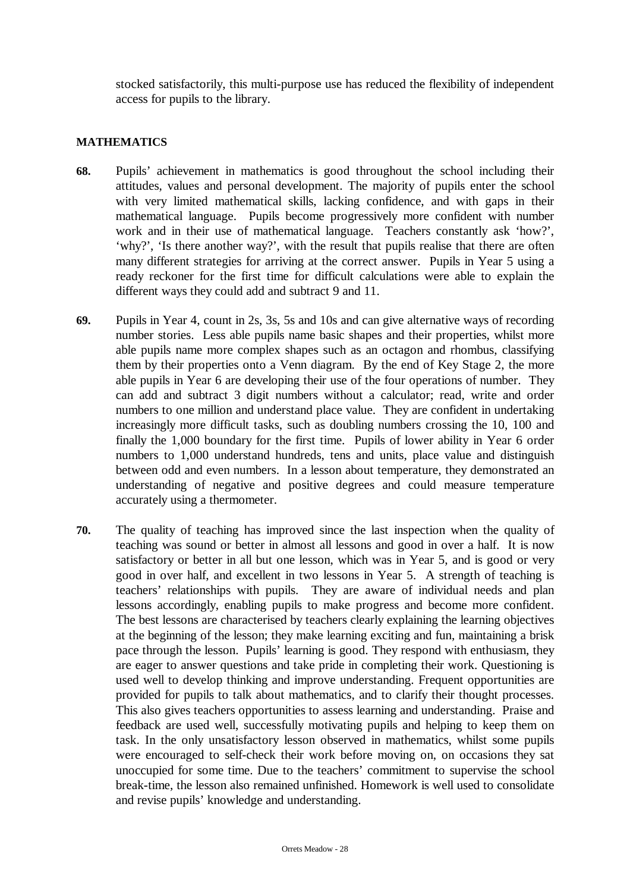stocked satisfactorily, this multi-purpose use has reduced the flexibility of independent access for pupils to the library.

## MATHEMATICS

**68.** Pupils' achievement in mathematics is good throughout the school including their attitudes, values and personal development. The majority of pupils enter the school with very limited mathematical skills, lacking confidence, and with gaps in their mathematical language. Pupils become progressively more confident with number work and in their use of mathematical language. Teachers constantly ask 'how?', 'why?', 'Is there another way?', with the result that pupils realise that there are often many different strategies for arriving at the correct answer. Pupils in Year 5 using a ready reckoner for the first time for difficult calculations were able to explain the different ways they could add and subtract 9 and 11.

**69.** Pupils in Year 4, count in 2s, 3s, 5s and 10s and can give alternative ways of recording number stories. Less able pupils name basic shapes and their properties, whilst more able pupils name more complex shapes such as an octagon and rhombus, classifying them by their properties onto a Venn diagram. By the end of Key Stage 2, the more able pupils in Year 6 are developing their use of the four operations of number. They can add and subtract 3 digit numbers without a calculator; read, write and order numbers to one million and understand place value. They are confident in undertaking increasingly more difficult tasks, such as doubling numbers crossing the 10, 100 and finally the 1,000 boundary for the first time. Pupils of lower ability in Year 6 order numbers to 1,000 understand hundreds, tens and units, place value and distinguish between odd and even numbers. In a lesson about temperature, they demonstrated an understanding of negative and positive degrees and could measure temperature accurately using a thermometer.

**70.** The quality of teaching has improved since the last inspection when the quality of teaching was sound or better in almost all lessons and good in over a half. It is now satisfactory or better in all but one lesson, which was in Year 5, and is good or very good in over half, and excellent in two lessons in Year 5. A strength of teaching is teachers' relationships with pupils. They are aware of individual needs and plan lessons accordingly, enabling pupils to make progress and become more confident. The best lessons are characterised by teachers clearly explaining the learning objectives at the beginning of the lesson; they make learning exciting and fun, maintaining a brisk pace through the lesson. Pupils' learning is good. They respond with enthusiasm, they are eager to answer questions and take pride in completing their work. Questioning is used well to develop thinking and improve understanding. Frequent opportunities are provided for pupils to talk about mathematics, and to clarify their thought processes. This also gives teachers opportunities to assess learning and understanding. Praise and feedback are used well, successfully motivating pupils and helping to keep them on task. In the only unsatisfactory lesson observed in mathematics, whilst some pupils were encouraged to self-check their work before moving on, on occasions they sat unoccupied for some time. Due to the teachers' commitment to supervise the school break-time, the lesson also remained unfinished. Homework is well used to consolidate and revise pupils' knowledge and understanding.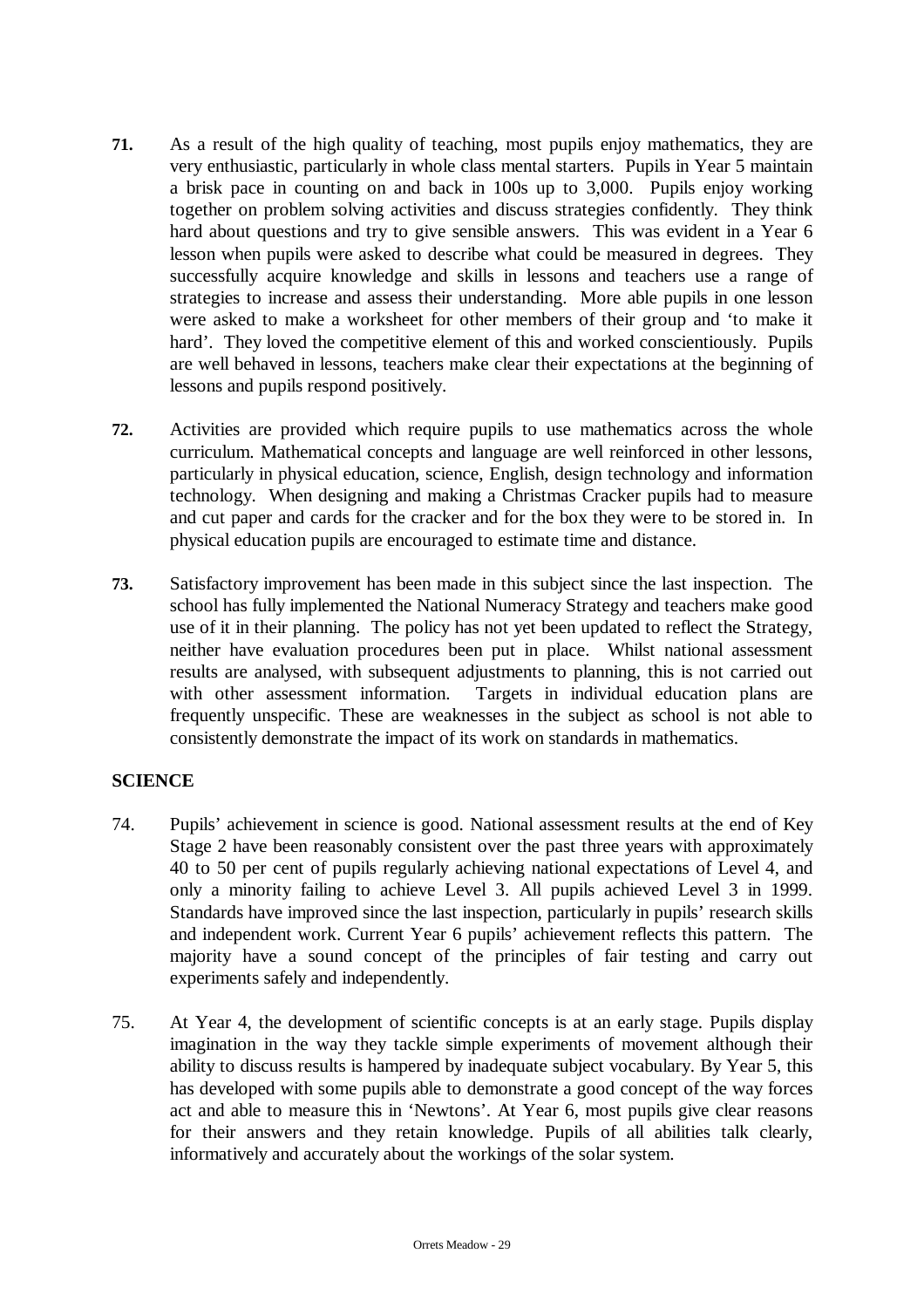**71.** As a result of the high quality of teaching, most pupils enjoy mathematics, they are very enthusiastic, particularly in whole class mental starters. Pupils in Year 5 maintain a brisk pace in counting on and back in 100s up to 3,000. Pupils enjoy working together on problem solving activities and discuss strategies confidently. They think hard about questions and try to give sensible answers. This was evident in a Year 6 lesson when pupils were asked to describe what could be measured in degrees. They successfully acquire knowledge and skills in lessons and teachers use a range of strategies to increase and assess their understanding. More able pupils in one lesson were asked to make a worksheet for other members of their group and 'to make it hard'. They loved the competitive element of this and worked conscientiously. Pupils are well behaved in lessons, teachers make clear their expectations at the beginning of lessons and pupils respond positively.

**72.** Activities are provided which require pupils to use mathematics across the whole curriculum. Mathematical concepts and language are well reinforced in other lessons, particularly in physical education, science, English, design technology and information technology. When designing and making a Christmas Cracker pupils had to measure and cut paper and cards for the cracker and for the box they were to be stored in. In physical education pupils are encouraged to estimate time and distance.

**73.** Satisfactory improvement has been made in this subject since the last inspection. The school has fully implemented the National Numeracy Strategy and teachers make good use of it in their planning. The policy has not yet been updated to reflect the Strategy, neither have evaluation procedures been put in place. Whilst national assessment results are analysed, with subsequent adjustments to planning, this is not carried out with other assessment information. Targets in individual education plans are frequently unspecific. These are weaknesses in the subject as school is not able to consistently demonstrate the impact of its work on standards in mathematics.

## SCIENCE

74. Pupils' achievement in science is good. National assessment results at the end of Key Stage 2 have been reasonably consistent over the past three years with approximately 40 to 50 per cent of pupils regularly achieving national expectations of Level 4, and only a minority failing to achieve Level 3. All pupils achieved Level 3 in 1999. Standards have improved since the last inspection, particularly in pupils' research skills and independent work. Current Year 6 pupils' achievement reflects this pattern. The majority have a sound concept of the principles of fair testing and carry out experiments safely and independently.

75. At Year 4, the development of scientific concepts is at an early stage. Pupils display imagination in the way they tackle simple experiments of movement although their ability to discuss results is hampered by inadequate subject vocabulary. By Year 5, this has developed with some pupils able to demonstrate a good concept of the way forces act and able to measure this in 'Newtons'. At Year 6, most pupils give clear reasons for their answers and they retain knowledge. Pupils of all abilities talk clearly, informatively and accurately about the workings of the solar system.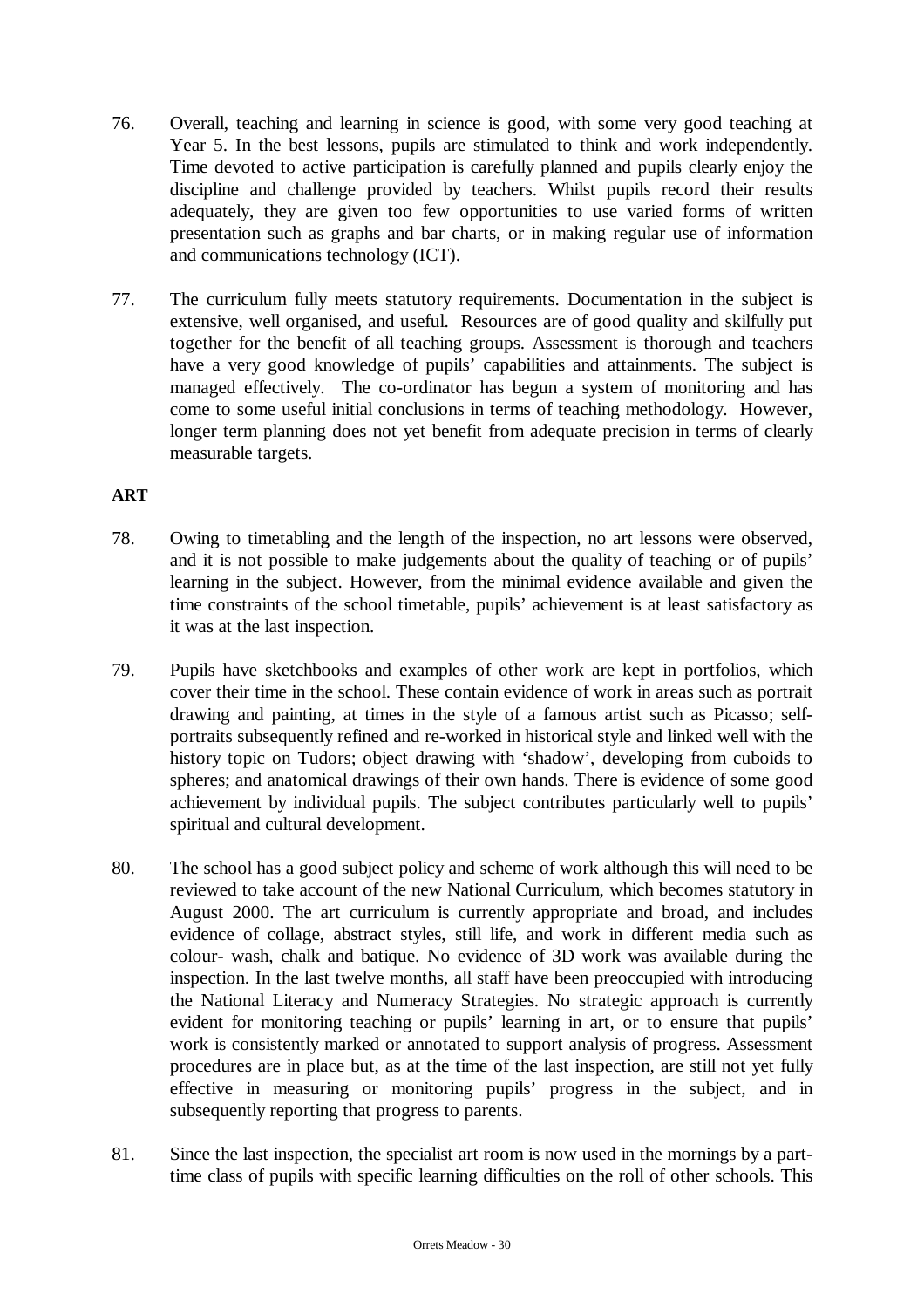76. Overall, teaching and learning in science is good, with some very good teaching at Year 5. In the best lessons, pupils are stimulated to think and work independently. Time devoted to active participation is carefully planned and pupils clearly enjoy the discipline and challenge provided by teachers. Whilst pupils record their results adequately, they are given too few opportunities to use varied forms of written presentation such as graphs and bar charts, or in making regular use of information and communications technology (ICT).

77. The curriculum fully meets statutory requirements. Documentation in the subject is extensive, well organised, and useful. Resources are of good quality and skilfully put together for the benefit of all teaching groups. Assessment is thorough and teachers have a very good knowledge of pupils' capabilities and attainments. The subject is managed effectively. The co-ordinator has begun a system of monitoring and has come to some useful initial conclusions in terms of teaching methodology. However, longer term planning does not yet benefit from adequate precision in terms of clearly measurable targets.

**ART**

78. Owing to timetabling and the length of the inspection, no art lessons were observed, and it is not possible to make judgements about the quality of teaching or of pupils' learning in the subject. However, from the minimal evidence available and given the time constraints of the school timetable, pupils' achievement is at least satisfactory as it was at the last inspection.

79. Pupils have sketchbooks and examples of other work are kept in portfolios, which cover their time in the school. These contain evidence of work in areas such as portrait drawing and painting, at times in the style of a famous artist such as Picasso; self-portraits subsequently refined and re-worked in historical style and linked well with the history topic on Tudors; object drawing with 'shadow', developing from cuboids to spheres; and anatomical drawings of their own hands. There is evidence of some good achievement by individual pupils. The subject contributes particularly well to pupils' spiritual and cultural development.

80. The school has a good subject policy and scheme of work although this will need to be reviewed to take account of the new National Curriculum, which becomes statutory in August 2000. The art curriculum is currently appropriate and broad, and includes evidence of collage, abstract styles, still life, and work in different media such as colour- wash, chalk and batique. No evidence of 3D work was available during the inspection. In the last twelve months, all staff have been preoccupied with introducing the National Literacy and Numeracy Strategies. No strategic approach is currently evident for monitoring teaching or pupils' learning in art, or to ensure that pupils' work is consistently marked or annotated to support analysis of progress. Assessment procedures are in place but, as at the time of the last inspection, are still not yet fully effective in measuring or monitoring pupils' progress in the subject, and in subsequently reporting that progress to parents.

81. Since the last inspection, the specialist art room is now used in the mornings by a part-time class of pupils with specific learning difficulties on the roll of other schools. This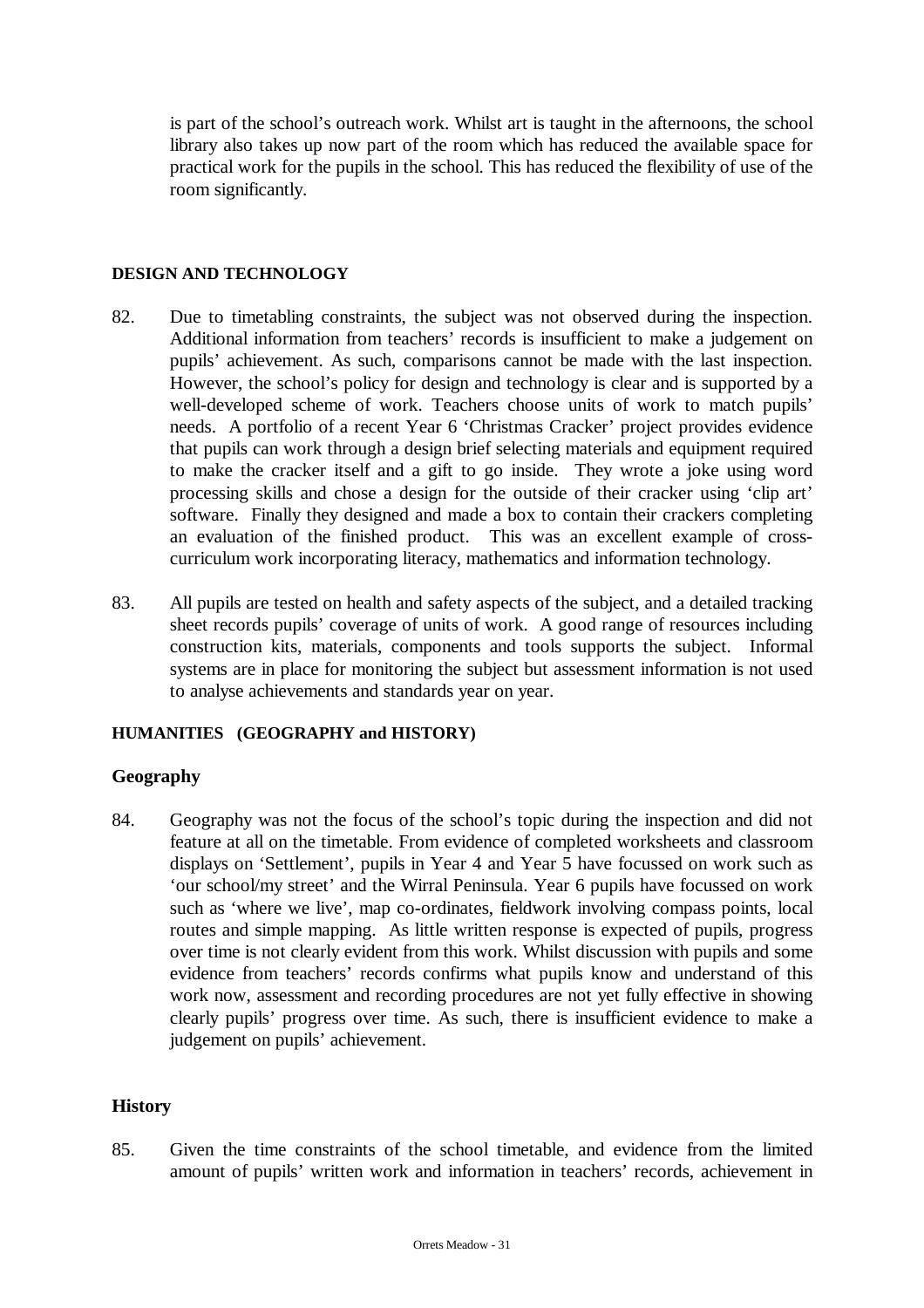is part of the school's outreach work. Whilst art is taught in the afternoons, the school library also takes up now part of the room which has reduced the available space for practical work for the pupils in the school. This has reduced the flexibility of use of the room significantly.

**DESIGN AND TECHNOLOGY**

82. Due to timetabling constraints, the subject was not observed during the inspection. Additional information from teachers' records is insufficient to make a judgement on pupils' achievement. As such, comparisons cannot be made with the last inspection. However, the school's policy for design and technology is clear and is supported by a well-developed scheme of work. Teachers choose units of work to match pupils' needs. A portfolio of a recent Year 6 'Christmas Cracker' project provides evidence that pupils can work through a design brief selecting materials and equipment required to make the cracker itself and a gift to go inside. They wrote a joke using word processing skills and chose a design for the outside of their cracker using 'clip art' software. Finally they designed and made a box to contain their crackers completing an evaluation of the finished product. This was an excellent example of cross-curriculum work incorporating literacy, mathematics and information technology.

83. All pupils are tested on health and safety aspects of the subject, and a detailed tracking sheet records pupils' coverage of units of work. A good range of resources including construction kits, materials, components and tools supports the subject. Informal systems are in place for monitoring the subject but assessment information is not used to analyse achievements and standards year on year.

**HUMANITIES (GEOGRAPHY and HISTORY)**

## Geography

84. Geography was not the focus of the school's topic during the inspection and did not feature at all on the timetable. From evidence of completed worksheets and classroom displays on 'Settlement', pupils in Year 4 and Year 5 have focussed on work such as 'our school/my street' and the Wirral Peninsula. Year 6 pupils have focussed on work such as 'where we live', map co-ordinates, fieldwork involving compass points, local routes and simple mapping. As little written response is expected of pupils, progress over time is not clearly evident from this work. Whilst discussion with pupils and some evidence from teachers' records confirms what pupils know and understand of this work now, assessment and recording procedures are not yet fully effective in showing clearly pupils' progress over time. As such, there is insufficient evidence to make a judgement on pupils' achievement.

## History

85. Given the time constraints of the school timetable, and evidence from the limited amount of pupils' written work and information in teachers' records, achievement in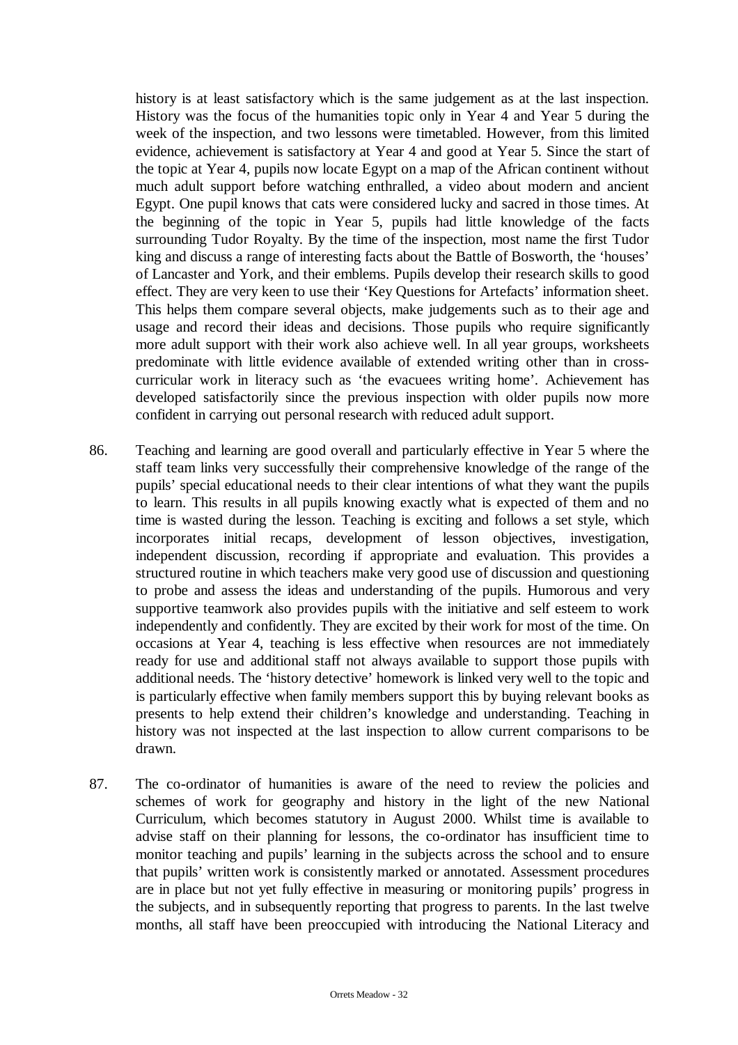history is at least satisfactory which is the same judgement as at the last inspection. History was the focus of the humanities topic only in Year 4 and Year 5 during the week of the inspection, and two lessons were timetabled. However, from this limited evidence, achievement is satisfactory at Year 4 and good at Year 5. Since the start of the topic at Year 4, pupils now locate Egypt on a map of the African continent without much adult support before watching enthralled, a video about modern and ancient Egypt. One pupil knows that cats were considered lucky and sacred in those times. At the beginning of the topic in Year 5, pupils had little knowledge of the facts surrounding Tudor Royalty. By the time of the inspection, most name the first Tudor king and discuss a range of interesting facts about the Battle of Bosworth, the 'houses' of Lancaster and York, and their emblems. Pupils develop their research skills to good effect. They are very keen to use their 'Key Questions for Artefacts' information sheet. This helps them compare several objects, make judgements such as to their age and usage and record their ideas and decisions. Those pupils who require significantly more adult support with their work also achieve well. In all year groups, worksheets predominate with little evidence available of extended writing other than in cross-curricular work in literacy such as 'the evacuees writing home'. Achievement has developed satisfactorily since the previous inspection with older pupils now more confident in carrying out personal research with reduced adult support.

86. Teaching and learning are good overall and particularly effective in Year 5 where the staff team links very successfully their comprehensive knowledge of the range of the pupils' special educational needs to their clear intentions of what they want the pupils to learn. This results in all pupils knowing exactly what is expected of them and no time is wasted during the lesson. Teaching is exciting and follows a set style, which incorporates initial recaps, development of lesson objectives, investigation, independent discussion, recording if appropriate and evaluation. This provides a structured routine in which teachers make very good use of discussion and questioning to probe and assess the ideas and understanding of the pupils. Humorous and very supportive teamwork also provides pupils with the initiative and self esteem to work independently and confidently. They are excited by their work for most of the time. On occasions at Year 4, teaching is less effective when resources are not immediately ready for use and additional staff not always available to support those pupils with additional needs. The 'history detective' homework is linked very well to the topic and is particularly effective when family members support this by buying relevant books as presents to help extend their children's knowledge and understanding. Teaching in history was not inspected at the last inspection to allow current comparisons to be drawn.

87. The co-ordinator of humanities is aware of the need to review the policies and schemes of work for geography and history in the light of the new National Curriculum, which becomes statutory in August 2000. Whilst time is available to advise staff on their planning for lessons, the co-ordinator has insufficient time to monitor teaching and pupils' learning in the subjects across the school and to ensure that pupils' written work is consistently marked or annotated. Assessment procedures are in place but not yet fully effective in measuring or monitoring pupils' progress in the subjects, and in subsequently reporting that progress to parents. In the last twelve months, all staff have been preoccupied with introducing the National Literacy and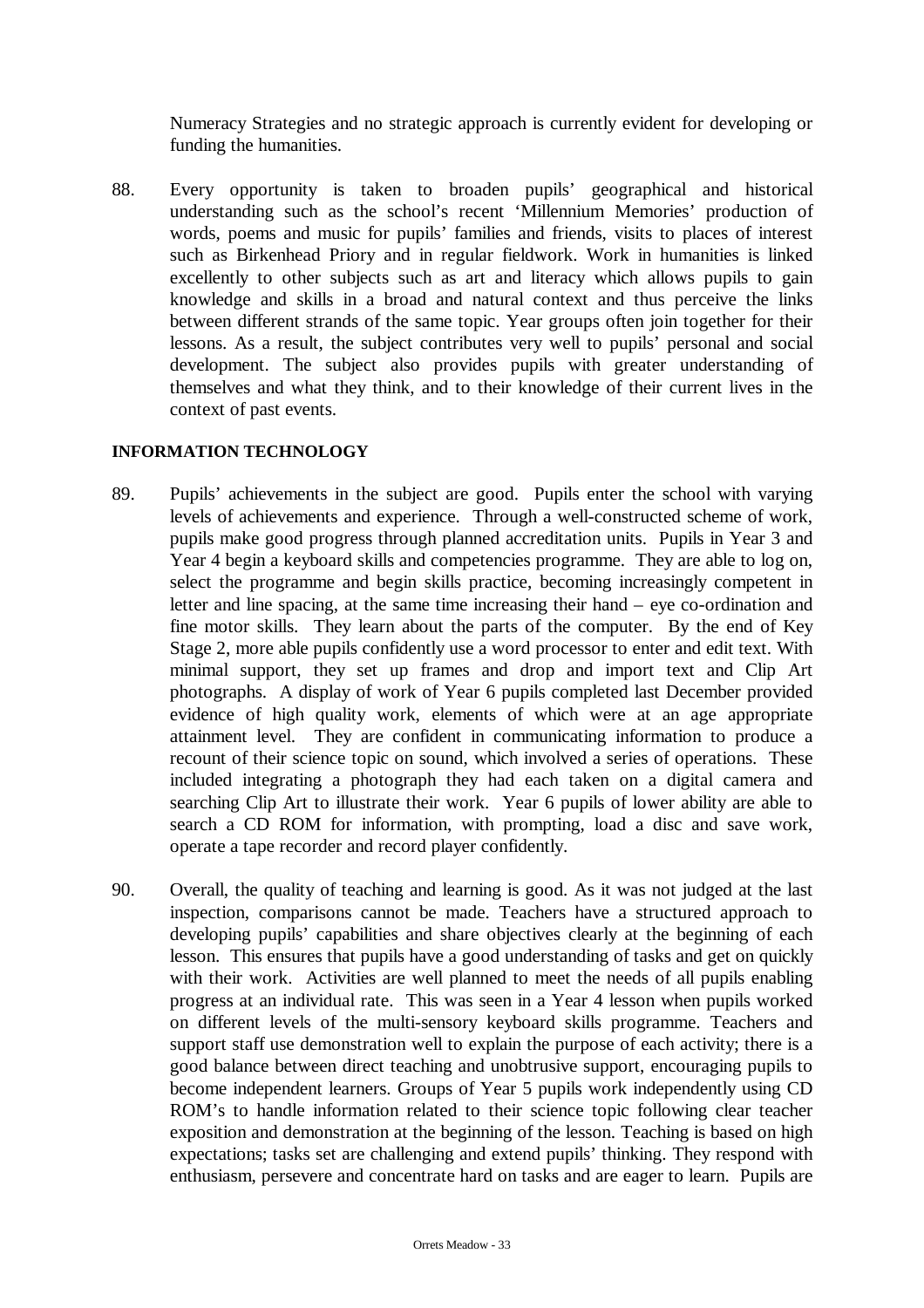Numeracy Strategies and no strategic approach is currently evident for developing or funding the humanities.

88. Every opportunity is taken to broaden pupils' geographical and historical understanding such as the school's recent 'Millennium Memories' production of words, poems and music for pupils' families and friends, visits to places of interest such as Birkenhead Priory and in regular fieldwork. Work in humanities is linked excellently to other subjects such as art and literacy which allows pupils to gain knowledge and skills in a broad and natural context and thus perceive the links between different strands of the same topic. Year groups often join together for their lessons. As a result, the subject contributes very well to pupils' personal and social development. The subject also provides pupils with greater understanding of themselves and what they think, and to their knowledge of their current lives in the context of past events.

**INFORMATION TECHNOLOGY**

89. Pupils' achievements in the subject are good. Pupils enter the school with varying levels of achievements and experience. Through a well-constructed scheme of work, pupils make good progress through planned accreditation units. Pupils in Year 3 and Year 4 begin a keyboard skills and competencies programme. They are able to log on, select the programme and begin skills practice, becoming increasingly competent in letter and line spacing, at the same time increasing their hand – eye co-ordination and fine motor skills. They learn about the parts of the computer. By the end of Key Stage 2, more able pupils confidently use a word processor to enter and edit text. With minimal support, they set up frames and drop and import text and Clip Art photographs. A display of work of Year 6 pupils completed last December provided evidence of high quality work, elements of which were at an age appropriate attainment level. They are confident in communicating information to produce a recount of their science topic on sound, which involved a series of operations. These included integrating a photograph they had each taken on a digital camera and searching Clip Art to illustrate their work. Year 6 pupils of lower ability are able to search a CD ROM for information, with prompting, load a disc and save work, operate a tape recorder and record player confidently.

90. Overall, the quality of teaching and learning is good. As it was not judged at the last inspection, comparisons cannot be made. Teachers have a structured approach to developing pupils' capabilities and share objectives clearly at the beginning of each lesson. This ensures that pupils have a good understanding of tasks and get on quickly with their work. Activities are well planned to meet the needs of all pupils enabling progress at an individual rate. This was seen in a Year 4 lesson when pupils worked on different levels of the multi-sensory keyboard skills programme. Teachers and support staff use demonstration well to explain the purpose of each activity; there is a good balance between direct teaching and unobtrusive support, encouraging pupils to become independent learners. Groups of Year 5 pupils work independently using CD ROM's to handle information related to their science topic following clear teacher exposition and demonstration at the beginning of the lesson. Teaching is based on high expectations; tasks set are challenging and extend pupils' thinking. They respond with enthusiasm, persevere and concentrate hard on tasks and are eager to learn. Pupils are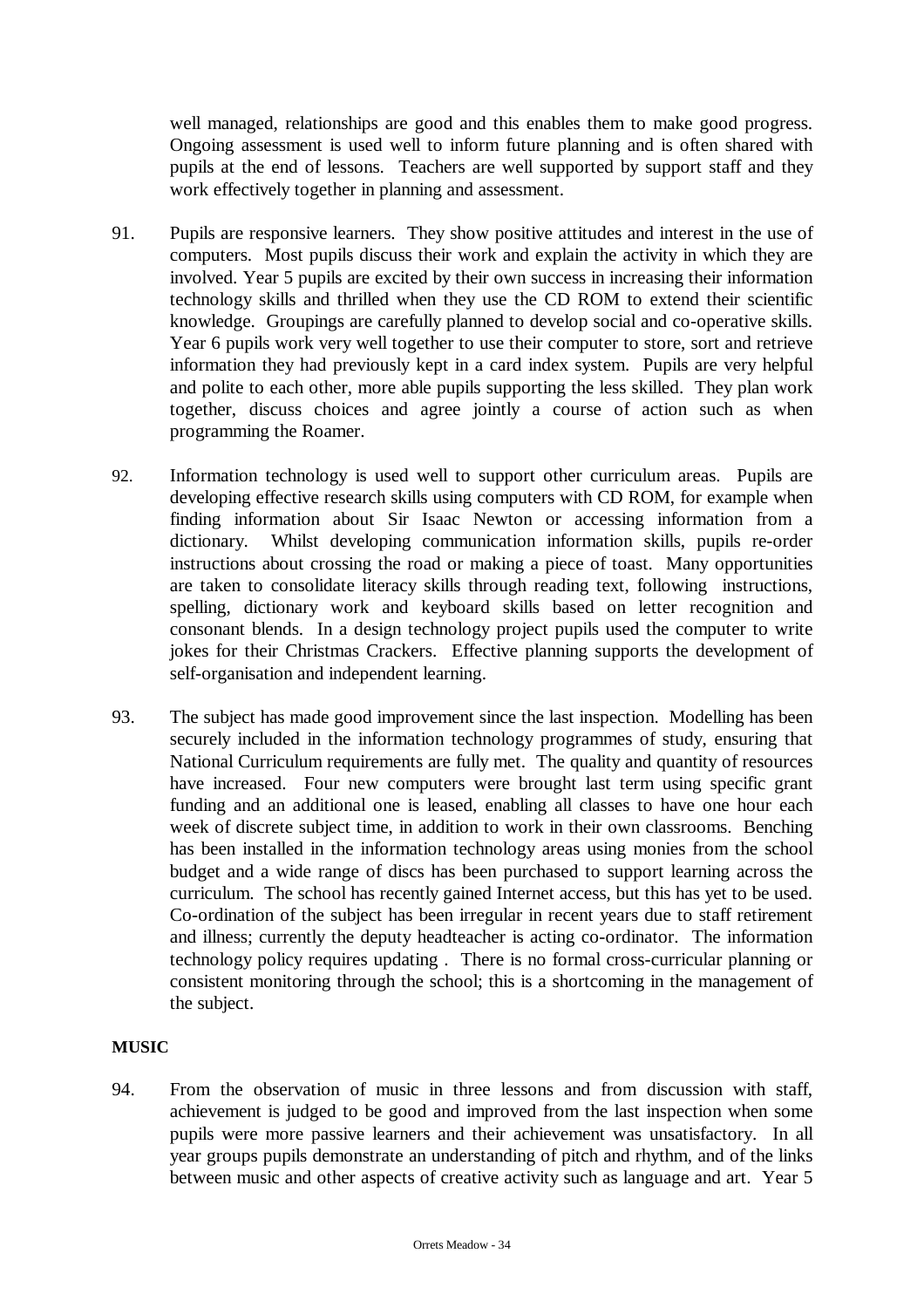well managed, relationships are good and this enables them to make good progress. Ongoing assessment is used well to inform future planning and is often shared with pupils at the end of lessons. Teachers are well supported by support staff and they work effectively together in planning and assessment.

91. Pupils are responsive learners. They show positive attitudes and interest in the use of computers. Most pupils discuss their work and explain the activity in which they are involved. Year 5 pupils are excited by their own success in increasing their information technology skills and thrilled when they use the CD ROM to extend their scientific knowledge. Groupings are carefully planned to develop social and co-operative skills. Year 6 pupils work very well together to use their computer to store, sort and retrieve information they had previously kept in a card index system. Pupils are very helpful and polite to each other, more able pupils supporting the less skilled. They plan work together, discuss choices and agree jointly a course of action such as when programming the Roamer.

92. Information technology is used well to support other curriculum areas. Pupils are developing effective research skills using computers with CD ROM, for example when finding information about Sir Isaac Newton or accessing information from a dictionary. Whilst developing communication information skills, pupils re-order instructions about crossing the road or making a piece of toast. Many opportunities are taken to consolidate literacy skills through reading text, following instructions, spelling, dictionary work and keyboard skills based on letter recognition and consonant blends. In a design technology project pupils used the computer to write jokes for their Christmas Crackers. Effective planning supports the development of self-organisation and independent learning.

93. The subject has made good improvement since the last inspection. Modelling has been securely included in the information technology programmes of study, ensuring that National Curriculum requirements are fully met. The quality and quantity of resources have increased. Four new computers were brought last term using specific grant funding and an additional one is leased, enabling all classes to have one hour each week of discrete subject time, in addition to work in their own classrooms. Benching has been installed in the information technology areas using monies from the school budget and a wide range of discs has been purchased to support learning across the curriculum. The school has recently gained Internet access, but this has yet to be used. Co-ordination of the subject has been irregular in recent years due to staff retirement and illness; currently the deputy headteacher is acting co-ordinator. The information technology policy requires updating . There is no formal cross-curricular planning or consistent monitoring through the school; this is a shortcoming in the management of the subject.

**MUSIC**

94. From the observation of music in three lessons and from discussion with staff, achievement is judged to be good and improved from the last inspection when some pupils were more passive learners and their achievement was unsatisfactory. In all year groups pupils demonstrate an understanding of pitch and rhythm, and of the links between music and other aspects of creative activity such as language and art. Year 5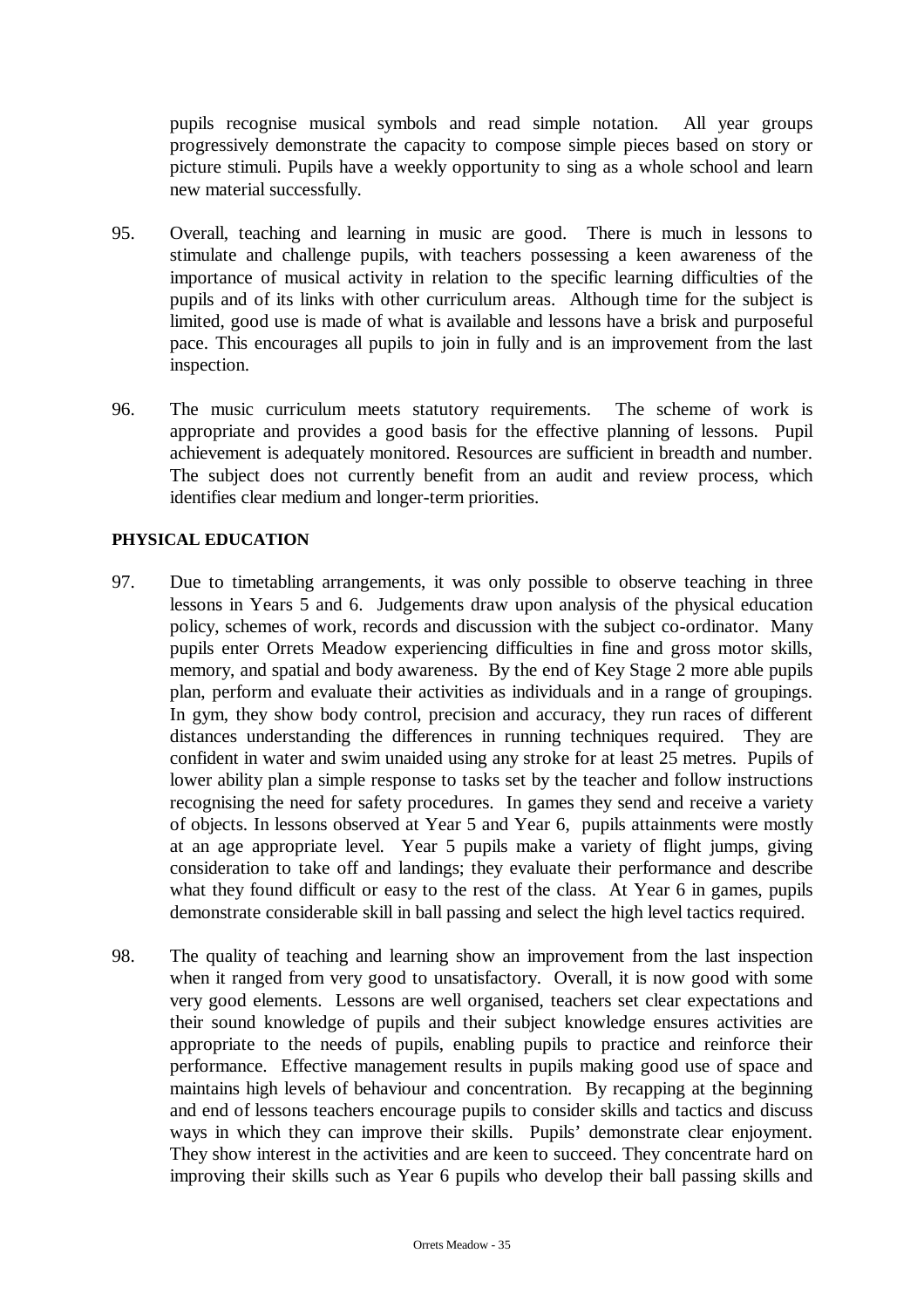pupils recognise musical symbols and read simple notation. All year groups progressively demonstrate the capacity to compose simple pieces based on story or picture stimuli. Pupils have a weekly opportunity to sing as a whole school and learn new material successfully.

95. Overall, teaching and learning in music are good. There is much in lessons to stimulate and challenge pupils, with teachers possessing a keen awareness of the importance of musical activity in relation to the specific learning difficulties of the pupils and of its links with other curriculum areas. Although time for the subject is limited, good use is made of what is available and lessons have a brisk and purposeful pace. This encourages all pupils to join in fully and is an improvement from the last inspection.

96. The music curriculum meets statutory requirements. The scheme of work is appropriate and provides a good basis for the effective planning of lessons. Pupil achievement is adequately monitored. Resources are sufficient in breadth and number. The subject does not currently benefit from an audit and review process, which identifies clear medium and longer-term priorities.

**PHYSICAL EDUCATION**

97. Due to timetabling arrangements, it was only possible to observe teaching in three lessons in Years 5 and 6. Judgements draw upon analysis of the physical education policy, schemes of work, records and discussion with the subject co-ordinator. Many pupils enter Orrets Meadow experiencing difficulties in fine and gross motor skills, memory, and spatial and body awareness. By the end of Key Stage 2 more able pupils plan, perform and evaluate their activities as individuals and in a range of groupings. In gym, they show body control, precision and accuracy, they run races of different distances understanding the differences in running techniques required. They are confident in water and swim unaided using any stroke for at least 25 metres. Pupils of lower ability plan a simple response to tasks set by the teacher and follow instructions recognising the need for safety procedures. In games they send and receive a variety of objects. In lessons observed at Year 5 and Year 6, pupils attainments were mostly at an age appropriate level. Year 5 pupils make a variety of flight jumps, giving consideration to take off and landings; they evaluate their performance and describe what they found difficult or easy to the rest of the class. At Year 6 in games, pupils demonstrate considerable skill in ball passing and select the high level tactics required.

98. The quality of teaching and learning show an improvement from the last inspection when it ranged from very good to unsatisfactory. Overall, it is now good with some very good elements. Lessons are well organised, teachers set clear expectations and their sound knowledge of pupils and their subject knowledge ensures activities are appropriate to the needs of pupils, enabling pupils to practice and reinforce their performance. Effective management results in pupils making good use of space and maintains high levels of behaviour and concentration. By recapping at the beginning and end of lessons teachers encourage pupils to consider skills and tactics and discuss ways in which they can improve their skills. Pupils' demonstrate clear enjoyment. They show interest in the activities and are keen to succeed. They concentrate hard on improving their skills such as Year 6 pupils who develop their ball passing skills and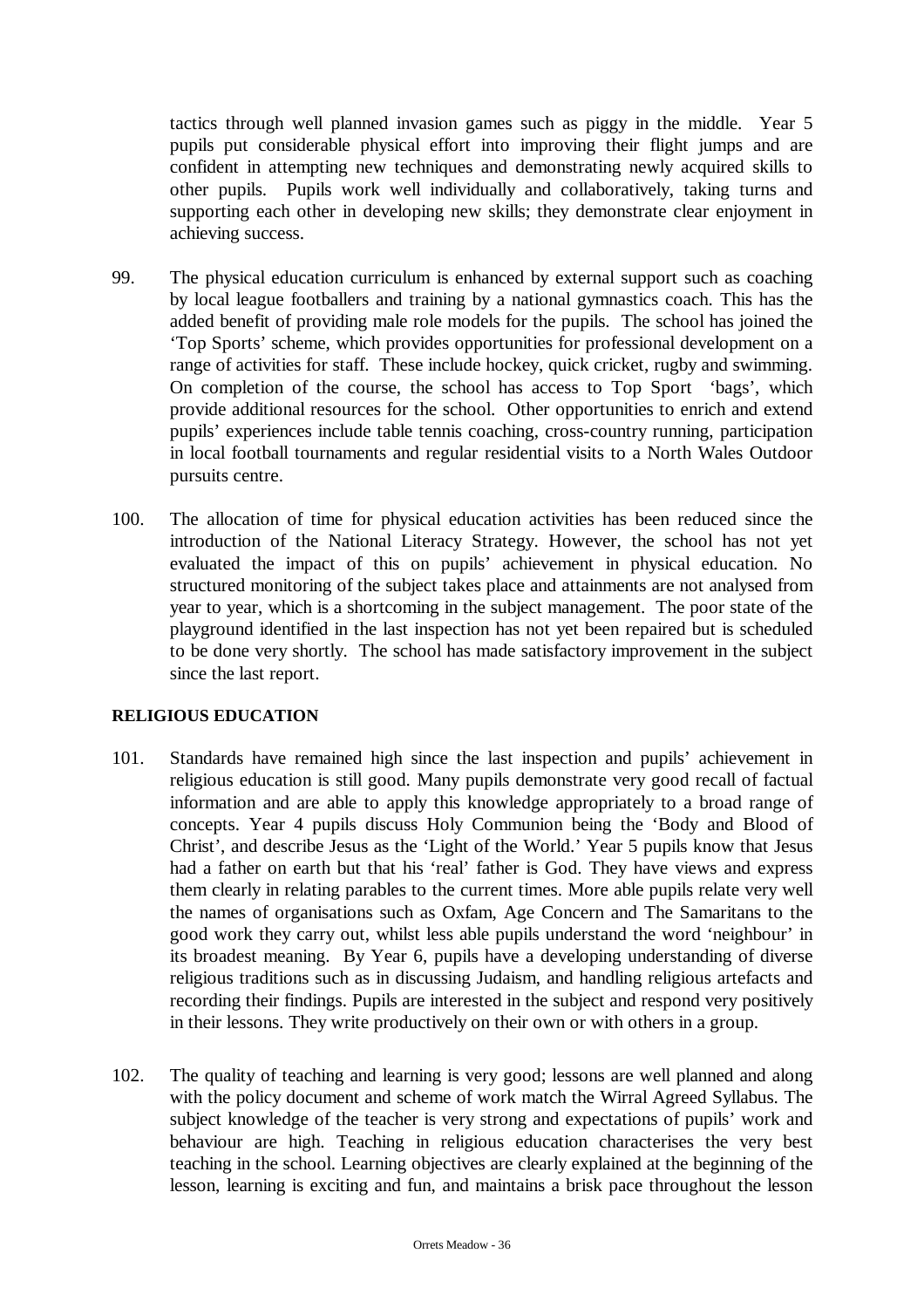tactics through well planned invasion games such as piggy in the middle. Year 5 pupils put considerable physical effort into improving their flight jumps and are confident in attempting new techniques and demonstrating newly acquired skills to other pupils. Pupils work well individually and collaboratively, taking turns and supporting each other in developing new skills; they demonstrate clear enjoyment in achieving success.

99. The physical education curriculum is enhanced by external support such as coaching by local league footballers and training by a national gymnastics coach. This has the added benefit of providing male role models for the pupils. The school has joined the 'Top Sports' scheme, which provides opportunities for professional development on a range of activities for staff. These include hockey, quick cricket, rugby and swimming. On completion of the course, the school has access to Top Sport 'bags', which provide additional resources for the school. Other opportunities to enrich and extend pupils' experiences include table tennis coaching, cross-country running, participation in local football tournaments and regular residential visits to a North Wales Outdoor pursuits centre.

100. The allocation of time for physical education activities has been reduced since the introduction of the National Literacy Strategy. However, the school has not yet evaluated the impact of this on pupils' achievement in physical education. No structured monitoring of the subject takes place and attainments are not analysed from year to year, which is a shortcoming in the subject management. The poor state of the playground identified in the last inspection has not yet been repaired but is scheduled to be done very shortly. The school has made satisfactory improvement in the subject since the last report.

**RELIGIOUS EDUCATION**

101. Standards have remained high since the last inspection and pupils' achievement in religious education is still good. Many pupils demonstrate very good recall of factual information and are able to apply this knowledge appropriately to a broad range of concepts. Year 4 pupils discuss Holy Communion being the 'Body and Blood of Christ', and describe Jesus as the 'Light of the World.' Year 5 pupils know that Jesus had a father on earth but that his 'real' father is God. They have views and express them clearly in relating parables to the current times. More able pupils relate very well the names of organisations such as Oxfam, Age Concern and The Samaritans to the good work they carry out, whilst less able pupils understand the word 'neighbour' in its broadest meaning. By Year 6, pupils have a developing understanding of diverse religious traditions such as in discussing Judaism, and handling religious artefacts and recording their findings. Pupils are interested in the subject and respond very positively in their lessons. They write productively on their own or with others in a group.

102. The quality of teaching and learning is very good; lessons are well planned and along with the policy document and scheme of work match the Wirral Agreed Syllabus. The subject knowledge of the teacher is very strong and expectations of pupils' work and behaviour are high. Teaching in religious education characterises the very best teaching in the school. Learning objectives are clearly explained at the beginning of the lesson, learning is exciting and fun, and maintains a brisk pace throughout the lesson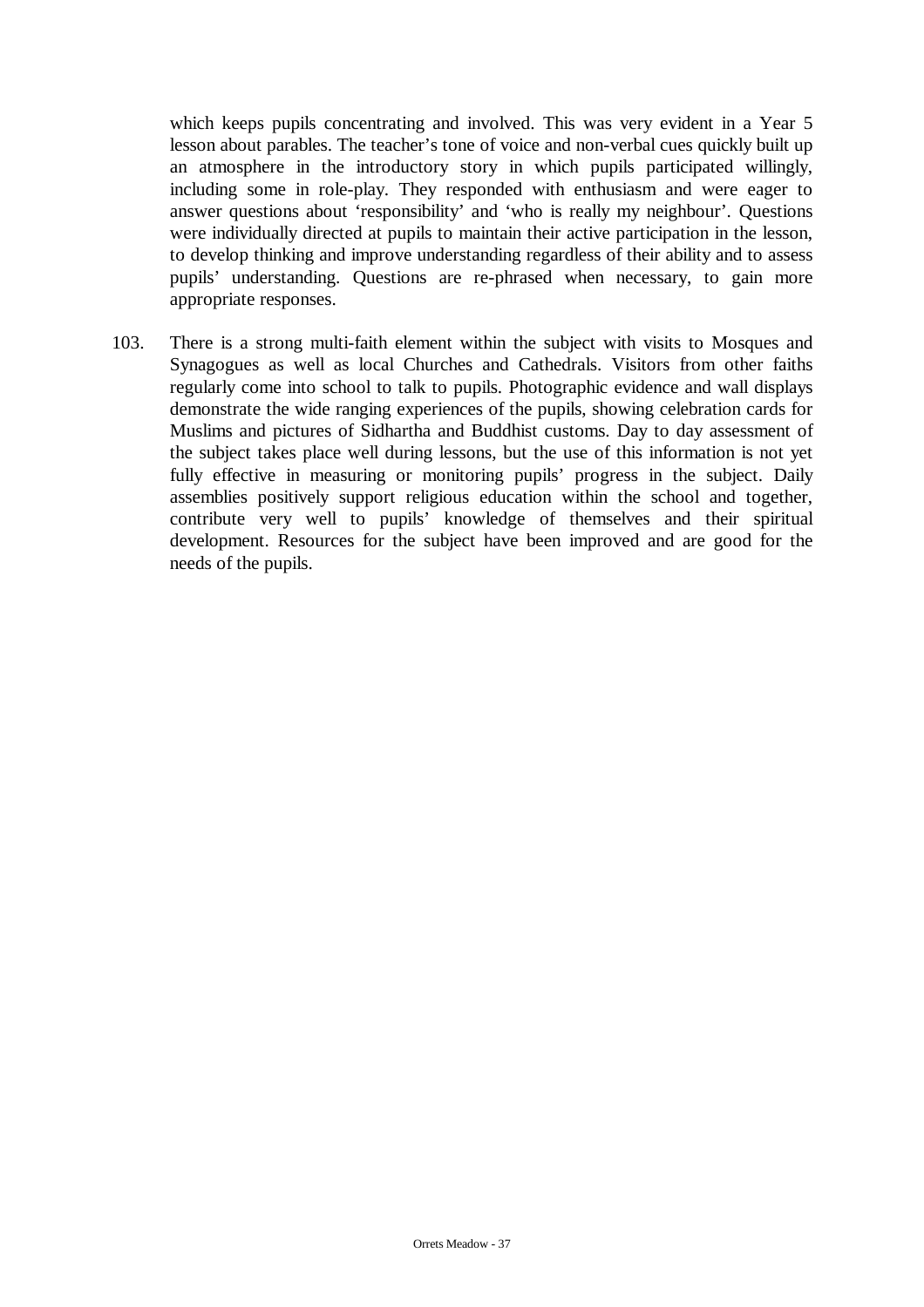which keeps pupils concentrating and involved. This was very evident in a Year 5 lesson about parables. The teacher's tone of voice and non-verbal cues quickly built up an atmosphere in the introductory story in which pupils participated willingly, including some in role-play. They responded with enthusiasm and were eager to answer questions about 'responsibility' and 'who is really my neighbour'. Questions were individually directed at pupils to maintain their active participation in the lesson, to develop thinking and improve understanding regardless of their ability and to assess pupils' understanding. Questions are re-phrased when necessary, to gain more appropriate responses.

103. There is a strong multi-faith element within the subject with visits to Mosques and Synagogues as well as local Churches and Cathedrals. Visitors from other faiths regularly come into school to talk to pupils. Photographic evidence and wall displays demonstrate the wide ranging experiences of the pupils, showing celebration cards for Muslims and pictures of Sidhartha and Buddhist customs. Day to day assessment of the subject takes place well during lessons, but the use of this information is not yet fully effective in measuring or monitoring pupils' progress in the subject. Daily assemblies positively support religious education within the school and together, contribute very well to pupils' knowledge of themselves and their spiritual development. Resources for the subject have been improved and are good for the needs of the pupils.